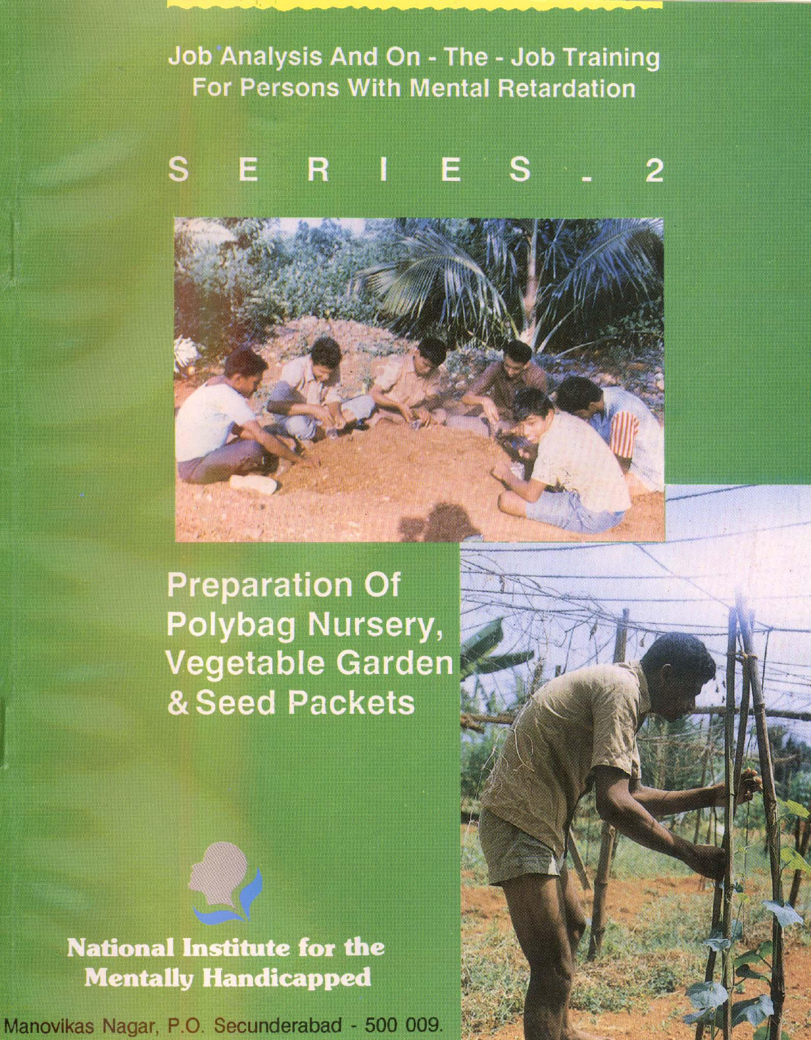Job Analysis And On - The - Job Training
For Persons With Mental Retardation

# SERIES - 2

# Preparation Of Polybag Nursery, Vegetable Garden & Seed Packets

**National Institute for the Mentally Handicapped**

Manovikas Nagar, P.O. Secunderabad - 500 009.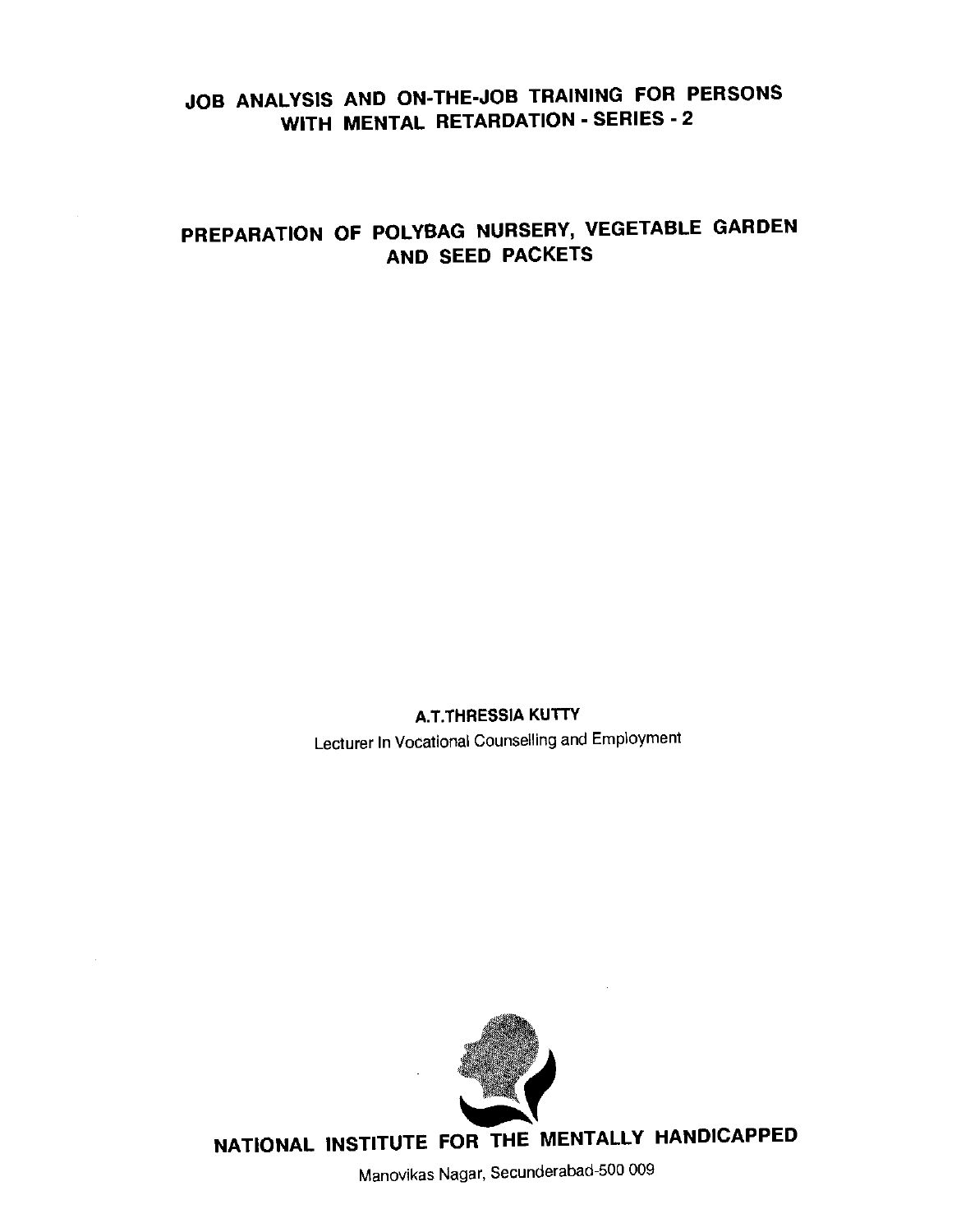# JOB ANALYSIS AND ON-THE-JOB TRAINING FOR PERSONS WITH MENTAL RETARDATION - SERIES - 2

## PREPARATION OF POLYBAG NURSERY, VEGETABLE GARDEN AND SEED PACKETS

**A.T.THRESSIA KUTTY**

Lecturer In Vocational Counselling and Employment

**NATIONAL INSTITUTE FOR THE MENTALLY HANDICAPPED**

Manovikas Nagar, Secunderabad-500 009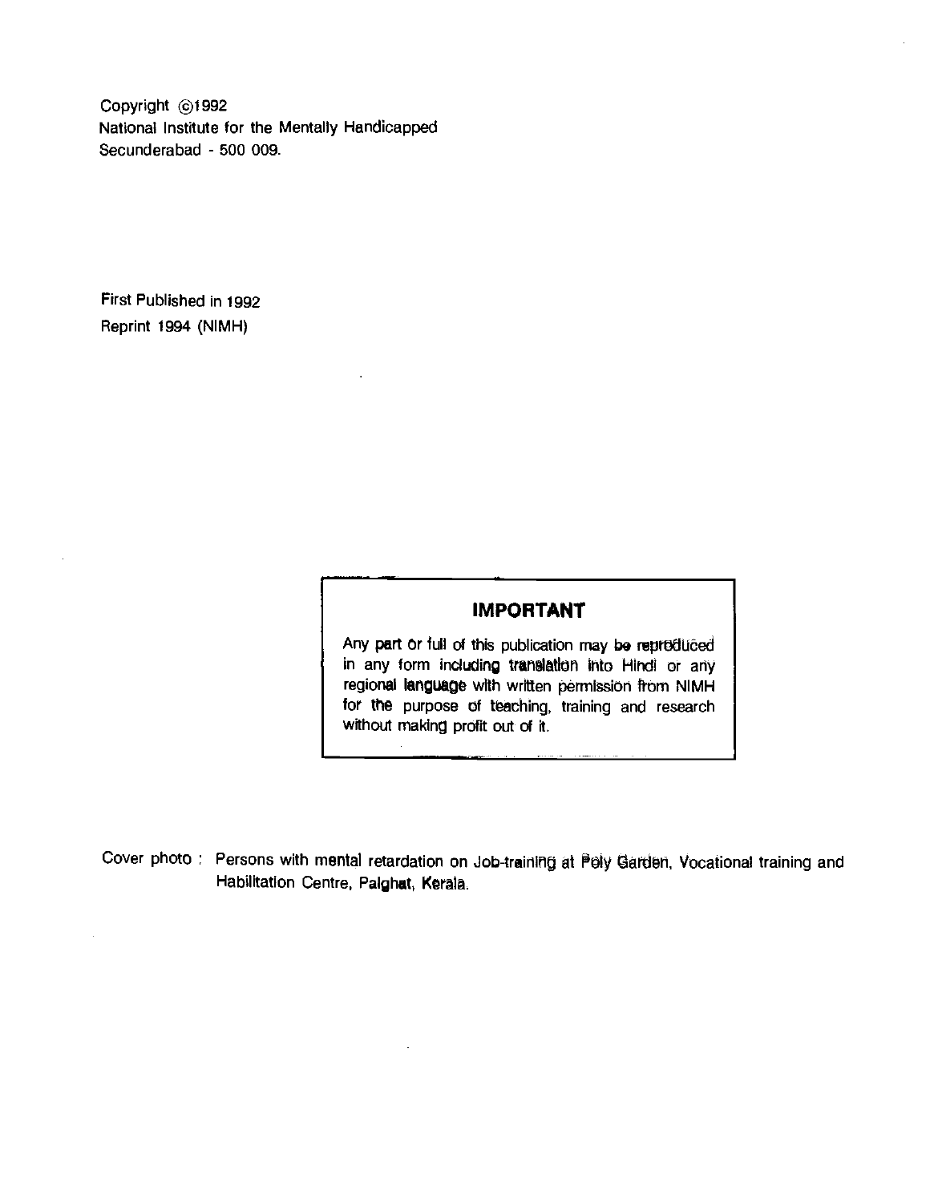Copyright ©1992
National Institute for the Mentally Handicapped
Secunderabad - 500 009.

First Published in 1992
Reprint 1994 (NIMH)

## IMPORTANT

Any part or full of this publication may be reproduced in any form including translation into Hindi or any regional language with written permission from NIMH for the purpose of teaching, training and research without making profit out of it.

Cover photo : Persons with mental retardation on Job-training at Poly Garden, Vocational training and Habilitation Centre, Palghat, Kerala.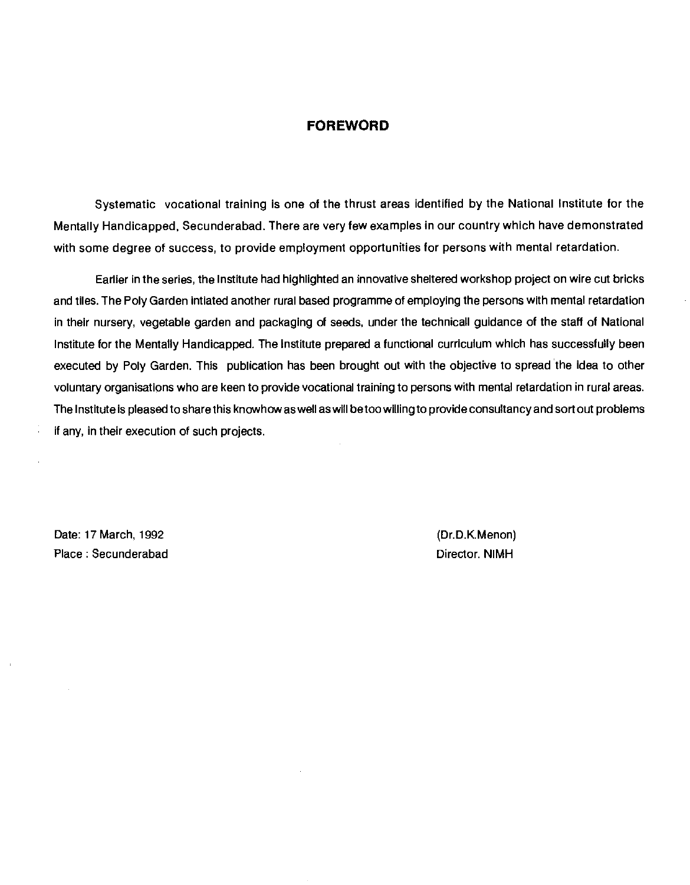# FOREWORD

Systematic vocational training is one of the thrust areas identified by the National Institute for the Mentally Handicapped, Secunderabad. There are very few examples in our country which have demonstrated with some degree of success, to provide employment opportunities for persons with mental retardation.

Earlier in the series, the Institute had highlighted an innovative sheltered workshop project on wire cut bricks and tiles. The Poly Garden intiated another rural based programme of employing the persons with mental retardation in their nursery, vegetable garden and packaging of seeds, under the technicall guidance of the staff of National Institute for the Mentally Handicapped. The Institute prepared a functional curriculum which has successfully been executed by Poly Garden. This publication has been brought out with the objective to spread the idea to other voluntary organisations who are keen to provide vocational training to persons with mental retardation in rural areas. The Institute is pleased to share this knowhow as well as will be too willing to provide consultancy and sort out problems if any, in their execution of such projects.

Date: 17 March, 1992
Place : Secunderabad

(Dr.D.K.Menon)
Director. NIMH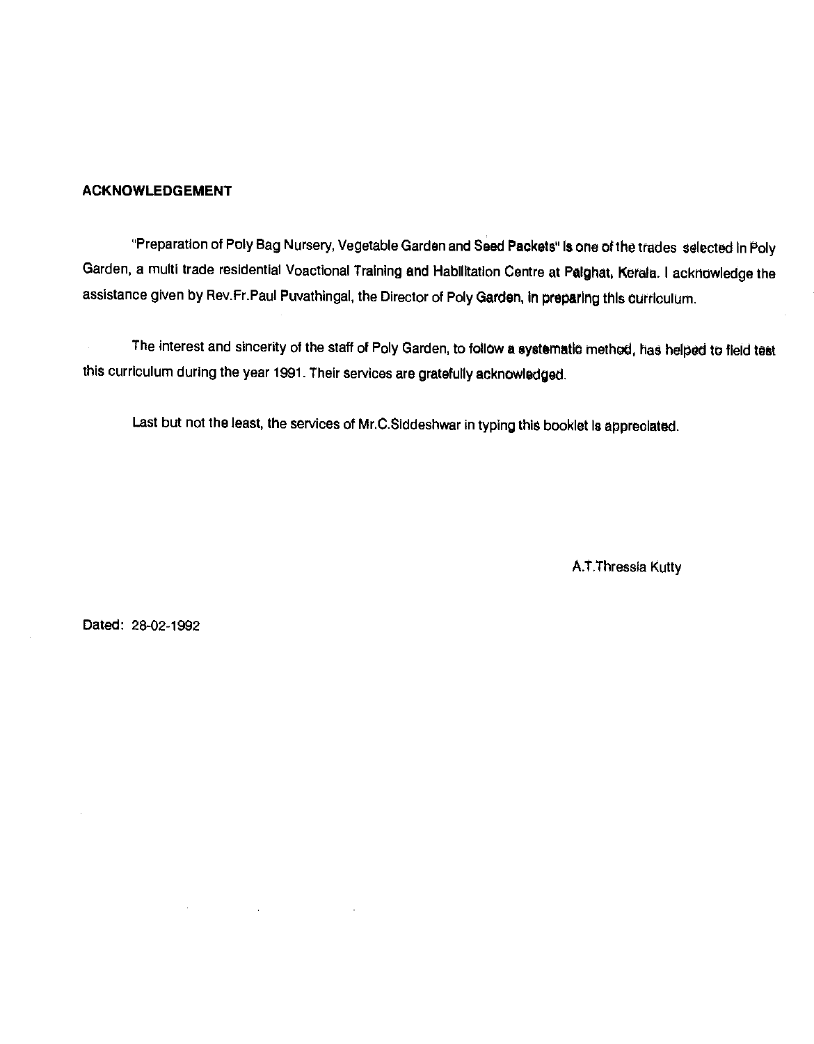## ACKNOWLEDGEMENT

"Preparation of Poly Bag Nursery, Vegetable Garden and Seed Packets" is one of the trades selected in Poly Garden, a multi trade residential Voactional Training and Habilitation Centre at Palghat, Kerala. I acknowledge the assistance given by Rev.Fr.Paul Puvathingal, the Director of Poly Garden, in preparing this curriculum.

The interest and sincerity of the staff of Poly Garden, to follow a systematic method, has helped to field test this curriculum during the year 1991. Their services are gratefully acknowledged.

Last but not the least, the services of Mr.C.Siddeshwar in typing this booklet is appreciated.

A.T.Thressia Kutty

Dated: 28-02-1992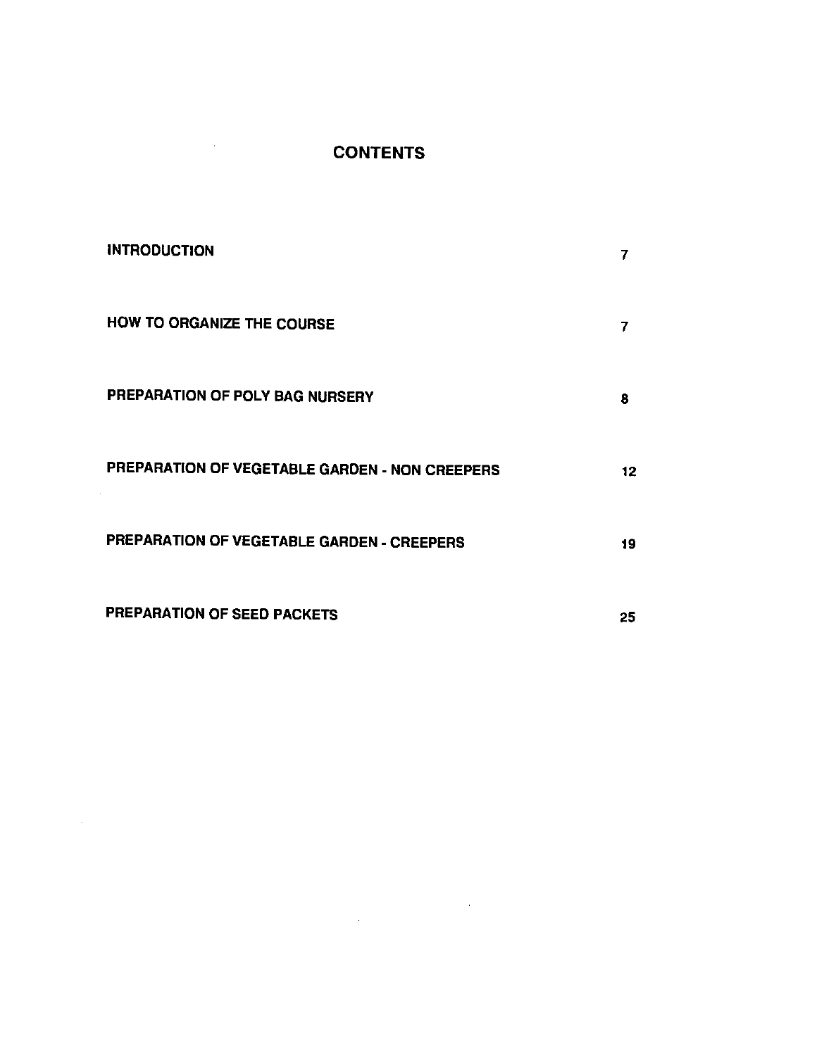# CONTENTS

| | |
|---|---|
| INTRODUCTION | 7 |
| HOW TO ORGANIZE THE COURSE | 7 |
| PREPARATION OF POLY BAG NURSERY | 8 |
| PREPARATION OF VEGETABLE GARDEN - NON CREEPERS | 12 |
| PREPARATION OF VEGETABLE GARDEN - CREEPERS | 19 |
| PREPARATION OF SEED PACKETS | 25 |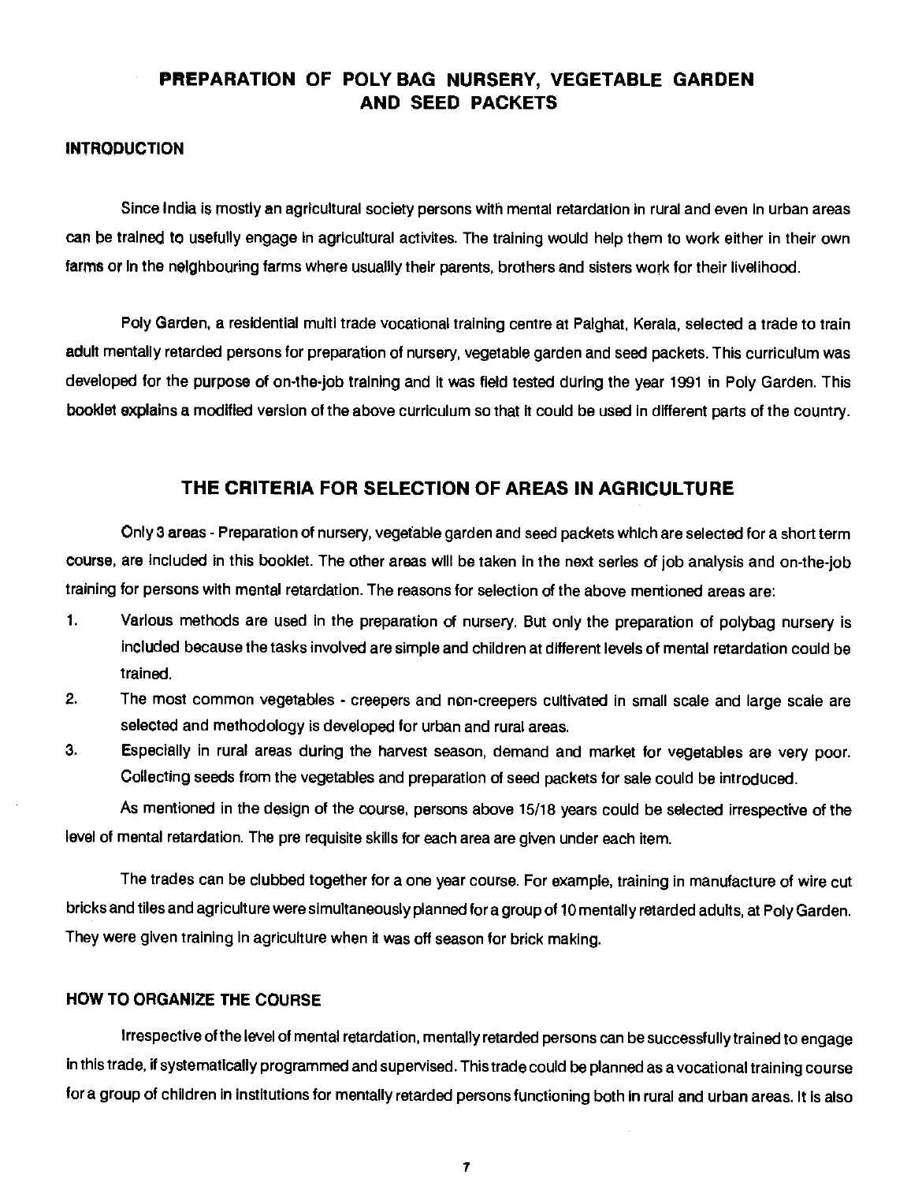# PREPARATION OF POLY BAG NURSERY, VEGETABLE GARDEN AND SEED PACKETS

## INTRODUCTION

Since India is mostly an agricultural society persons with mental retardation in rural and even in urban areas can be trained to usefully engage in agricultural activites. The training would help them to work either in their own farms or in the neighbouring farms where usuallly their parents, brothers and sisters work for their livelihood.

Poly Garden, a residential multi trade vocational training centre at Palghat, Kerala, selected a trade to train adult mentally retarded persons for preparation of nursery, vegetable garden and seed packets. This curriculum was developed for the purpose of on-the-job training and it was field tested during the year 1991 in Poly Garden. This booklet explains a modified version of the above curriculum so that it could be used in different parts of the country.

## THE CRITERIA FOR SELECTION OF AREAS IN AGRICULTURE

Only 3 areas - Preparation of nursery, vegetable garden and seed packets which are selected for a short term course, are included in this booklet. The other areas will be taken in the next series of job analysis and on-the-job training for persons with mental retardation. The reasons for selection of the above mentioned areas are:

1. Various methods are used in the preparation of nursery. But only the preparation of polybag nursery is included because the tasks involved are simple and children at different levels of mental retardation could be trained.
2. The most common vegetables - creepers and non-creepers cultivated in small scale and large scale are selected and methodology is developed for urban and rural areas.
3. Especially in rural areas during the harvest season, demand and market for vegetables are very poor. Collecting seeds from the vegetables and preparation of seed packets for sale could be introduced.

As mentioned in the design of the course, persons above 15/18 years could be selected irrespective of the level of mental retardation. The pre requisite skills for each area are given under each item.

The trades can be clubbed together for a one year course. For example, training in manufacture of wire cut bricks and tiles and agriculture were simultaneously planned for a group of 10 mentally retarded adults, at Poly Garden. They were given training in agriculture when it was off season for brick making.

## HOW TO ORGANIZE THE COURSE

Irrespective of the level of mental retardation, mentally retarded persons can be successfully trained to engage in this trade, if systematically programmed and supervised. This trade could be planned as a vocational training course for a group of children in institutions for mentally retarded persons functioning both in rural and urban areas. It is also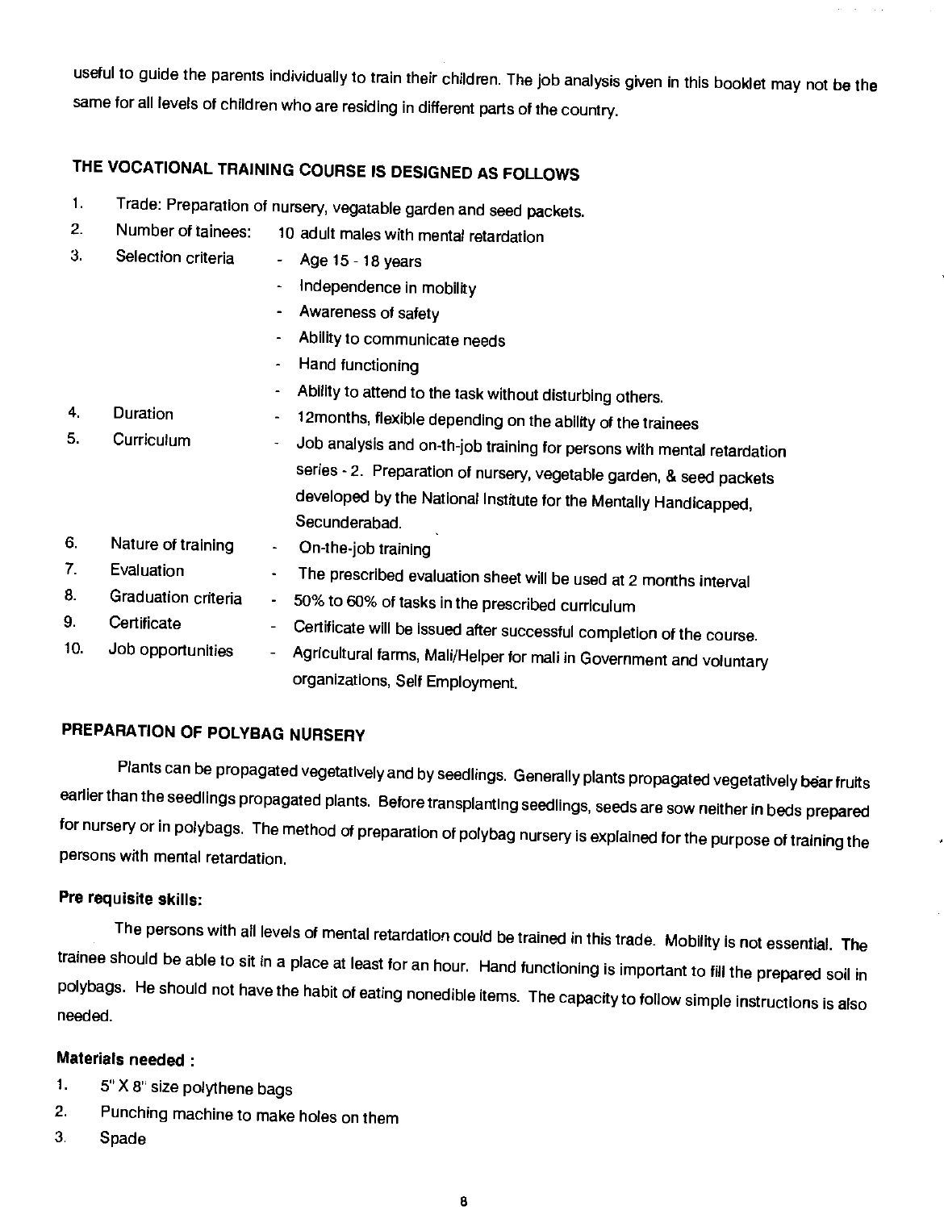useful to guide the parents individually to train their children. The job analysis given in this booklet may not be the same for all levels of children who are residing in different parts of the country.

## THE VOCATIONAL TRAINING COURSE IS DESIGNED AS FOLLOWS

1. Trade: Preparation of nursery, vegatable garden and seed packets.
2. Number of tainees: 10 adult males with mental retardation
3. Selection criteria
   - Age 15 - 18 years
   - Independence in mobility
   - Awareness of safety
   - Ability to communicate needs
   - Hand functioning
   - Ability to attend to the task without disturbing others.
4. Duration - 12months, flexible depending on the ability of the trainees
5. Curriculum - Job analysis and on-th-job training for persons with mental retardation series - 2. Preparation of nursery, vegetable garden, & seed packets developed by the National Institute for the Mentally Handicapped, Secunderabad.
6. Nature of training - On-the-job training
7. Evaluation - The prescribed evaluation sheet will be used at 2 months interval
8. Graduation criteria - 50% to 60% of tasks in the prescribed curriculum
9. Certificate - Certificate will be issued after successful completion of the course.
10. Job opportunities - Agricultural farms, Mali/Helper for mali in Government and voluntary organizations, Self Employment.

## PREPARATION OF POLYBAG NURSERY

Plants can be propagated vegetatively and by seedlings. Generally plants propagated vegetatively bear fruits earlier than the seedlings propagated plants. Before transplanting seedlings, seeds are sow neither in beds prepared for nursery or in polybags. The method of preparation of polybag nursery is explained for the purpose of training the persons with mental retardation.

### Pre requisite skills:

The persons with all levels of mental retardation could be trained in this trade. Mobility is not essential. The trainee should be able to sit in a place at least for an hour. Hand functioning is important to fill the prepared soil in polybags. He should not have the habit of eating nonedible items. The capacity to follow simple instructions is also needed.

### Materials needed :

1. 5" X 8" size polythene bags
2. Punching machine to make holes on them
3. Spade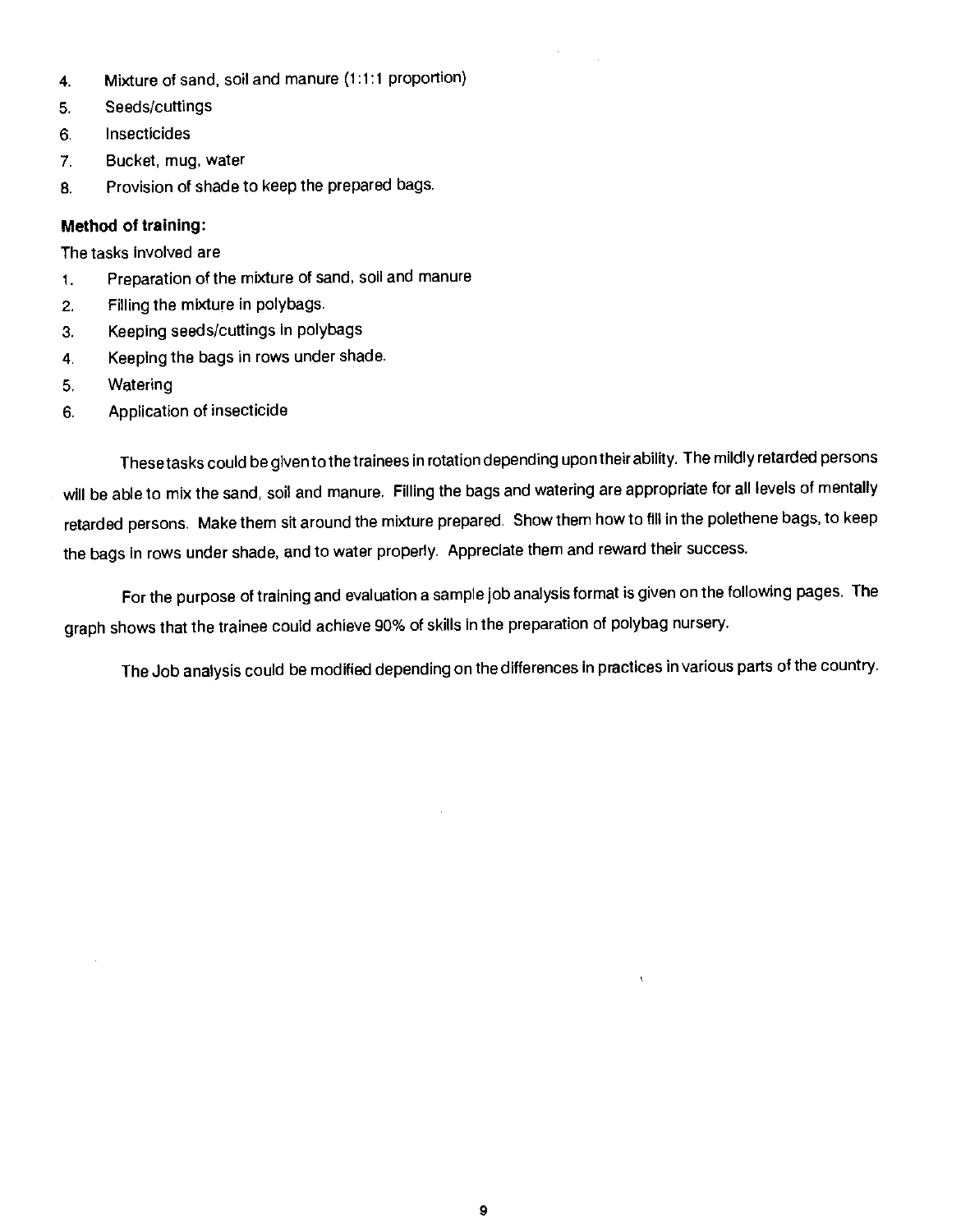4. Mixture of sand, soil and manure (1:1:1 proportion)
5. Seeds/cuttings
6. Insecticides
7. Bucket, mug, water
8. Provision of shade to keep the prepared bags.

**Method of training:**

The tasks involved are

1. Preparation of the mixture of sand, soil and manure
2. Filling the mixture in polybags.
3. Keeping seeds/cuttings in polybags
4. Keeping the bags in rows under shade.
5. Watering
6. Application of insecticide

These tasks could be given to the trainees in rotation depending upon their ability. The mildly retarded persons will be able to mix the sand, soil and manure. Filling the bags and watering are appropriate for all levels of mentally retarded persons. Make them sit around the mixture prepared. Show them how to fill in the polethene bags, to keep the bags in rows under shade, and to water properly. Appreciate them and reward their success.

For the purpose of training and evaluation a sample job analysis format is given on the following pages. The graph shows that the trainee could achieve 90% of skills in the preparation of polybag nursery.

The Job analysis could be modified depending on the differences in practices in various parts of the country.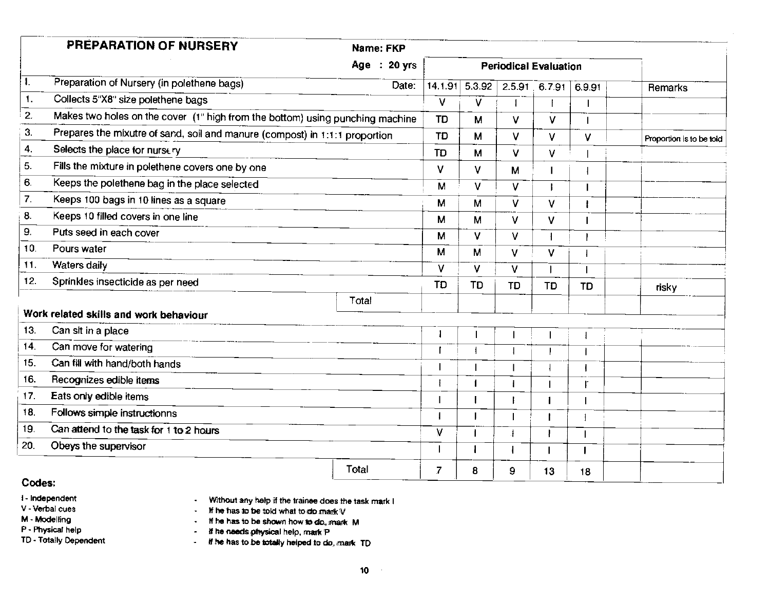## PREPARATION OF NURSERY

**Name: FKP**

**Age : 20 yrs**

| | | Periodical Evaluation | | | | | | Remarks |
|---|---|---|---|---|---|---|---|---|
| I. | Preparation of Nursery (in polethene bags) — Date: | 14.1.91 | 5.3.92 | 2.5.91 | 6.7.91 | 6.9.91 | | |
| 1. | Collects 5"X8" size polethene bags | V | V | I | I | I | | |
| 2. | Makes two holes on the cover (1" high from the bottom) using punching machine | TD | M | V | V | I | | |
| 3. | Prepares the mixutre of sand, soil and manure (compost) in 1:1:1 proportion | TD | M | V | V | V | | Proportion is to be told |
| 4. | Selects the place for nursery | TD | M | V | V | I | | |
| 5. | Fills the mixture in polethene covers one by one | V | V | M | I | I | | |
| 6. | Keeps the polethene bag in the place selected | M | V | V | I | I | | |
| 7. | Keeps 100 bags in 10 lines as a square | M | M | V | V | I | | |
| 8. | Keeps 10 filled covers in one line | M | M | V | V | I | | |
| 9. | Puts seed in each cover | M | V | V | I | I | | |
| 10. | Pours water | M | M | V | V | I | | |
| 11. | Waters daily | V | V | V | I | I | | |
| 12. | Sprinkles insecticide as per need | TD | TD | TD | TD | TD | | risky |
| | Total | | | | | | | |
| **Work related skills and work behaviour** | | | | | | | | |
| 13. | Can sit in a place | I | I | I | I | I | | |
| 14. | Can move for watering | I | I | I | I | I | | |
| 15. | Can fill with hand/both hands | I | I | I | I | I | | |
| 16. | Recognizes edible items | I | I | I | I | I | | |
| 17. | Eats only edible items | I | I | I | I | I | | |
| 18. | Follows simple instructionns | I | I | I | I | I | | |
| 19. | Can attend to the task for 1 to 2 hours | V | I | I | I | I | | |
| 20. | Obeys the supervisor | I | I | I | I | I | | |
| | Total | 7 | 8 | 9 | 13 | 18 | | |

**Codes:**

- I - Independent - Without any help if the trainee does the task mark I
- V - Verbal cues - If he has to be told what to do mark V
- M - Modelling - If he has to be shown how to do, mark M
- P - Physical help - If he needs physical help, mark P
- TD - Totally Dependent - If he has to be totally helped to do, mark TD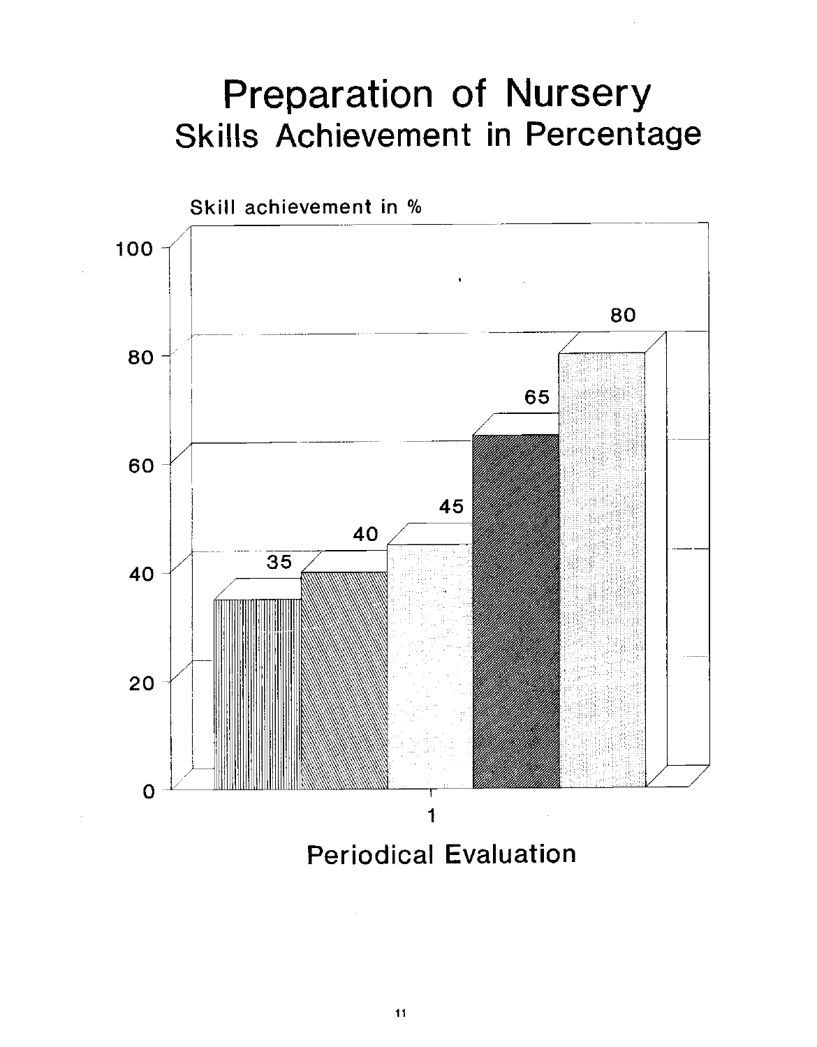# Preparation of Nursery
## Skills Achievement in Percentage

Skill achievement in %

| Periodical Evaluation | Bar 1 | Bar 2 | Bar 3 | Bar 4 | Bar 5 |
|---|---|---|---|---|---|
| 1 | 35 | 40 | 45 | 65 | 80 |

Periodical Evaluation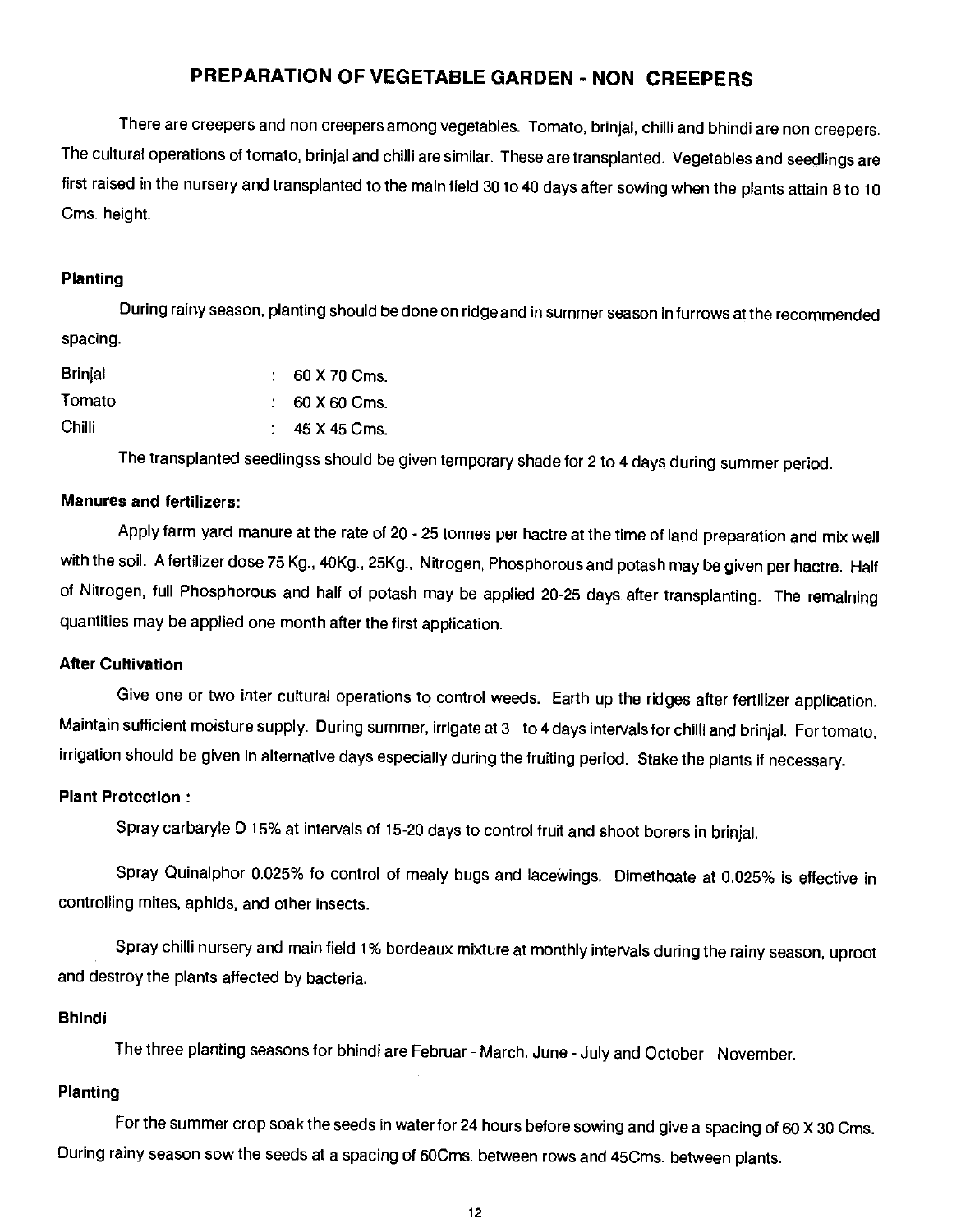# PREPARATION OF VEGETABLE GARDEN - NON CREEPERS

There are creepers and non creepers among vegetables. Tomato, brinjal, chilli and bhindi are non creepers. The cultural operations of tomato, brinjal and chilli are similar. These are transplanted. Vegetables and seedlings are first raised in the nursery and transplanted to the main field 30 to 40 days after sowing when the plants attain 8 to 10 Cms. height.

### Planting

During rainy season, planting should be done on ridge and in summer season in furrows at the recommended spacing.

| | | |
|---|---|---|
| Brinjal | : | 60 X 70 Cms. |
| Tomato | : | 60 X 60 Cms. |
| Chilli | : | 45 X 45 Cms. |

The transplanted seedlingss should be given temporary shade for 2 to 4 days during summer period.

### Manures and fertilizers:

Apply farm yard manure at the rate of 20 - 25 tonnes per hactre at the time of land preparation and mix well with the soil. A fertilizer dose 75 Kg., 40Kg., 25Kg., Nitrogen, Phosphorous and potash may be given per hactre. Half of Nitrogen, full Phosphorous and half of potash may be applied 20-25 days after transplanting. The remaining quantities may be applied one month after the first application.

### After Cultivation

Give one or two inter cultural operations to control weeds. Earth up the ridges after fertilizer application. Maintain sufficient moisture supply. During summer, irrigate at 3 to 4 days intervals for chilli and brinjal. For tomato, irrigation should be given in alternative days especially during the fruiting period. Stake the plants if necessary.

### Plant Protection :

Spray carbaryle D 15% at intervals of 15-20 days to control fruit and shoot borers in brinjal.

Spray Quinalphor 0.025% fo control of mealy bugs and lacewings. Dimethoate at 0.025% is effective in controlling mites, aphids, and other insects.

Spray chilli nursery and main field 1% bordeaux mixture at monthly intervals during the rainy season, uproot and destroy the plants affected by bacteria.

### Bhindi

The three planting seasons for bhindi are Februar - March, June - July and October - November.

### Planting

For the summer crop soak the seeds in water for 24 hours before sowing and give a spacing of 60 X 30 Cms. During rainy season sow the seeds at a spacing of 60Cms. between rows and 45Cms. between plants.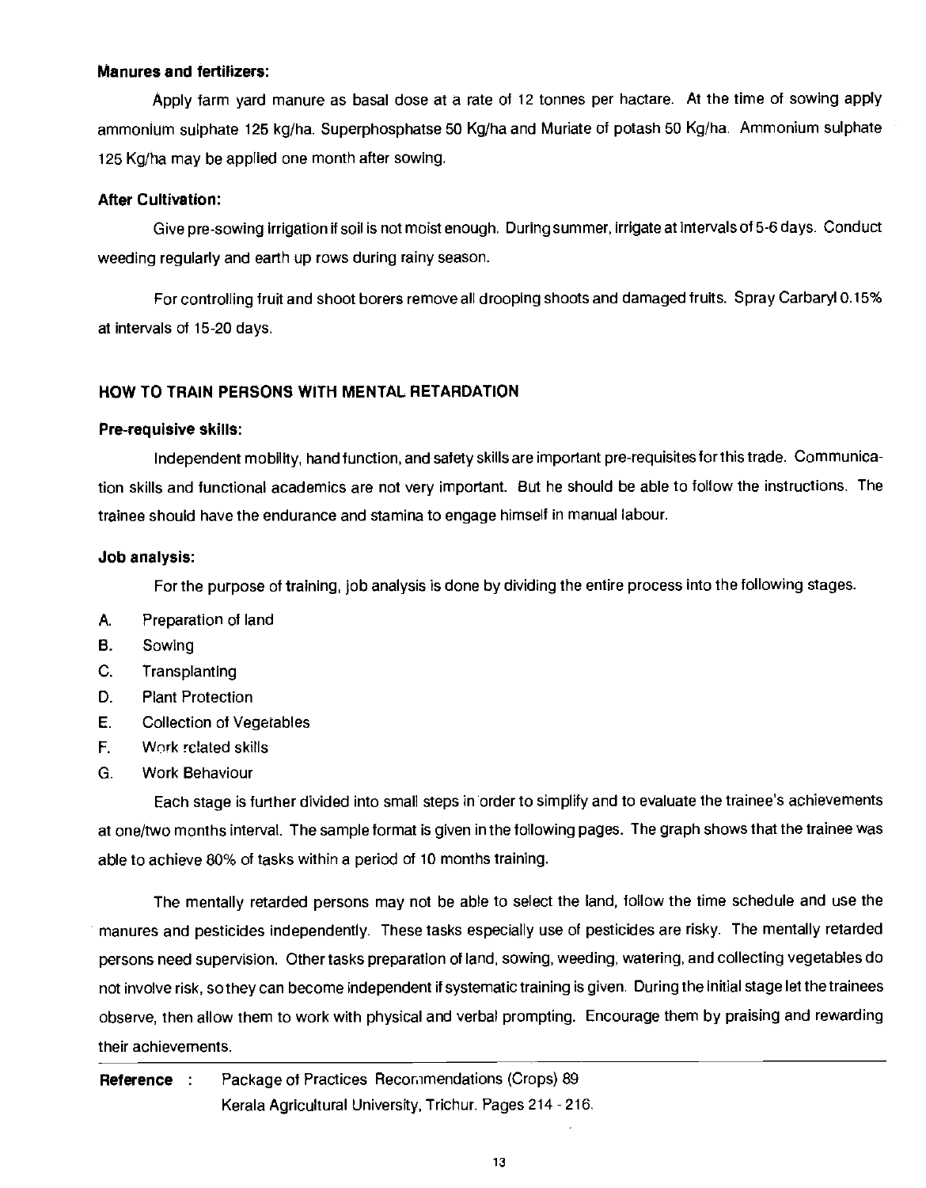**Manures and fertilizers:**

Apply farm yard manure as basal dose at a rate of 12 tonnes per hactare. At the time of sowing apply ammonium sulphate 125 kg/ha. Superphosphatse 50 Kg/ha and Muriate of potash 50 Kg/ha. Ammonium sulphate 125 Kg/ha may be applied one month after sowing.

**After Cultivation:**

Give pre-sowing irrigation if soil is not moist enough. During summer, irrigate at intervals of 5-6 days. Conduct weeding regularly and earth up rows during rainy season.

For controlling fruit and shoot borers remove all drooping shoots and damaged fruits. Spray Carbaryl 0.15% at intervals of 15-20 days.

## HOW TO TRAIN PERSONS WITH MENTAL RETARDATION

**Pre-requisive skills:**

Independent mobility, hand function, and safety skills are important pre-requisites for this trade. Communication skills and functional academics are not very important. But he should be able to follow the instructions. The trainee should have the endurance and stamina to engage himself in manual labour.

**Job analysis:**

For the purpose of training, job analysis is done by dividing the entire process into the following stages.

A. Preparation of land
B. Sowing
C. Transplanting
D. Plant Protection
E. Collection of Vegetables
F. Work related skills
G. Work Behaviour

Each stage is further divided into small steps in order to simplify and to evaluate the trainee's achievements at one/two months interval. The sample format is given in the following pages. The graph shows that the trainee was able to achieve 80% of tasks within a period of 10 months training.

The mentally retarded persons may not be able to select the land, follow the time schedule and use the manures and pesticides independently. These tasks especially use of pesticides are risky. The mentally retarded persons need supervision. Other tasks preparation of land, sowing, weeding, watering, and collecting vegetables do not involve risk, so they can become independent if systematic training is given. During the initial stage let the trainees observe, then allow them to work with physical and verbal prompting. Encourage them by praising and rewarding their achievements.

**Reference** : Package of Practices Recommendations (Crops) 89
Kerala Agricultural University, Trichur. Pages 214 - 216.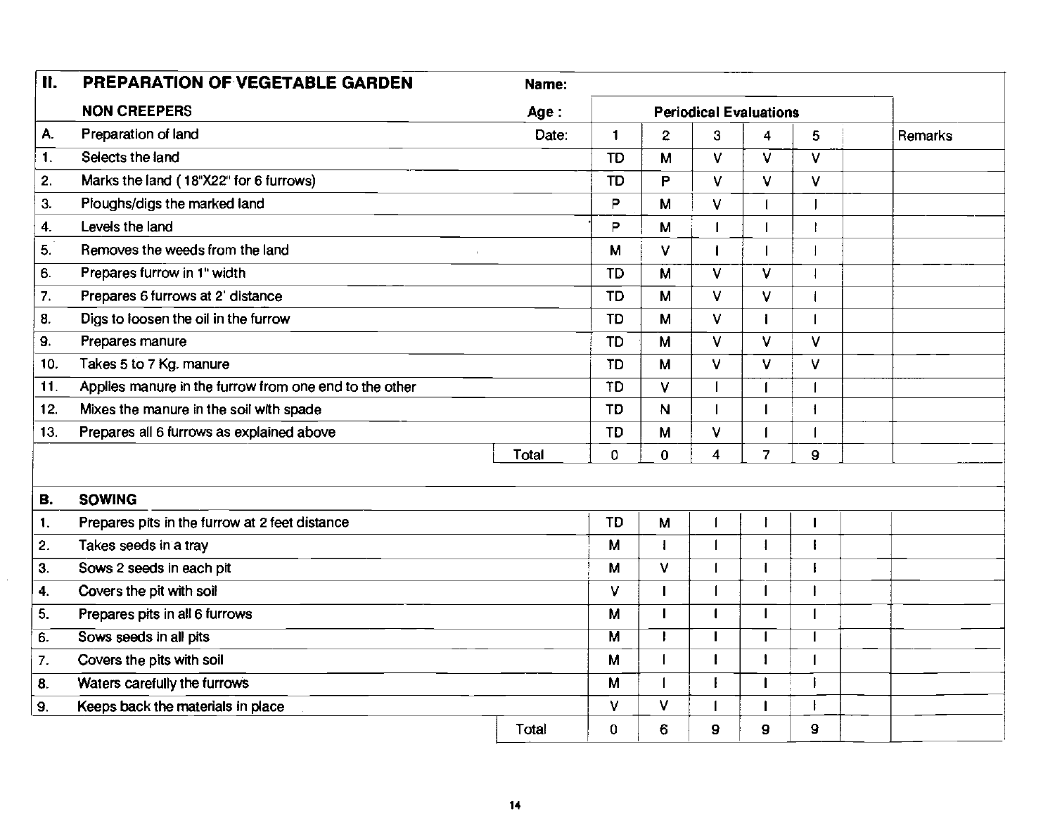## II. PREPARATION OF VEGETABLE GARDEN

| NON CREEPERS | Name: | | | | | | | |
|---|---|---|---|---|---|---|---|---|
| | Age : | Periodical Evaluations | | | | | | |
| **A.** Preparation of land | Date: | 1 | 2 | 3 | 4 | 5 | | Remarks |
| 1. Selects the land | | TD | M | V | V | V | | |
| 2. Marks the land ( 18"X22" for 6 furrows) | | TD | P | V | V | V | | |
| 3. Ploughs/digs the marked land | | P | M | V | I | I | | |
| 4. Levels the land | | P | M | I | I | I | | |
| 5. Removes the weeds from the land | | M | V | I | I | I | | |
| 6. Prepares furrow in 1" width | | TD | M | V | V | I | | |
| 7. Prepares 6 furrows at 2' distance | | TD | M | V | V | I | | |
| 8. Digs to loosen the oil in the furrow | | TD | M | V | I | I | | |
| 9. Prepares manure | | TD | M | V | V | V | | |
| 10. Takes 5 to 7 Kg. manure | | TD | M | V | V | V | | |
| 11. Applies manure in the furrow from one end to the other | | TD | V | I | I | I | | |
| 12. Mixes the manure in the soil with spade | | TD | N | I | I | I | | |
| 13. Prepares all 6 furrows as explained above | | TD | M | V | I | I | | |
| | Total | 0 | 0 | 4 | 7 | 9 | | |
| **B. SOWING** | | | | | | | | |
| 1. Prepares pits in the furrow at 2 feet distance | | TD | M | I | I | I | | |
| 2. Takes seeds in a tray | | M | I | I | I | I | | |
| 3. Sows 2 seeds in each pit | | M | V | I | I | I | | |
| 4. Covers the pit with soil | | V | I | I | I | I | | |
| 5. Prepares pits in all 6 furrows | | M | I | I | I | I | | |
| 6. Sows seeds in all pits | | M | I | I | I | I | | |
| 7. Covers the pits with soil | | M | I | I | I | I | | |
| 8. Waters carefully the furrows | | M | I | I | I | I | | |
| 9. Keeps back the materials in place | | V | V | I | I | I | | |
| | Total | 0 | 6 | 9 | 9 | 9 | | |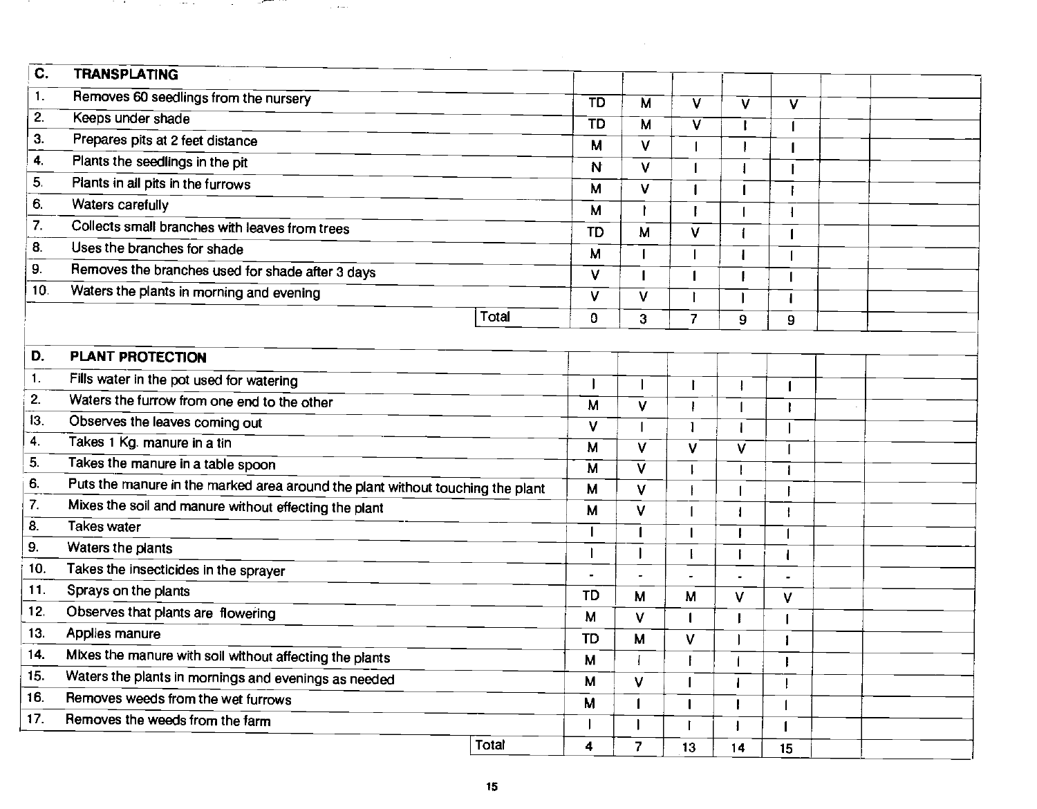| C. | TRANSPLATING | | | | | | | |
|---|---|---|---|---|---|---|---|---|
| 1. | Removes 60 seedlings from the nursery | TD | M | V | V | V | | |
| 2. | Keeps under shade | TD | M | V | I | I | | |
| 3. | Prepares pits at 2 feet distance | M | V | I | I | I | | |
| 4. | Plants the seedlings in the pit | N | V | I | I | I | | |
| 5. | Plants in all pits in the furrows | M | V | I | I | I | | |
| 6. | Waters carefully | M | I | I | I | I | | |
| 7. | Collects small branches with leaves from trees | TD | M | V | I | I | | |
| 8. | Uses the branches for shade | M | I | I | I | I | | |
| 9. | Removes the branches used for shade after 3 days | V | I | I | I | I | | |
| 10. | Waters the plants in morning and evening | V | V | I | I | I | | |
| | Total | 0 | 3 | 7 | 9 | 9 | | |

| D. | PLANT PROTECTION | | | | | | | |
|---|---|---|---|---|---|---|---|---|
| 1. | Fills water in the pot used for watering | I | I | I | I | I | | |
| 2. | Waters the furrow from one end to the other | M | V | I | I | I | | |
| I3. | Observes the leaves coming out | V | I | I | I | I | | |
| 4. | Takes 1 Kg. manure in a tin | M | V | V | V | I | | |
| 5. | Takes the manure in a table spoon | M | V | I | I | I | | |
| 6. | Puts the manure in the marked area around the plant without touching the plant | M | V | I | I | I | | |
| 7. | Mixes the soil and manure without effecting the plant | M | V | I | I | I | | |
| 8. | Takes water | I | I | I | I | I | | |
| 9. | Waters the plants | I | I | I | I | I | | |
| 10. | Takes the insecticides in the sprayer | - | - | - | - | - | | |
| 11. | Sprays on the plants | TD | M | M | V | V | | |
| 12. | Observes that plants are flowering | M | V | I | I | I | | |
| 13. | Applies manure | TD | M | V | I | I | | |
| 14. | Mixes the manure with soil without affecting the plants | M | I | I | I | I | | |
| 15. | Waters the plants in mornings and evenings as needed | M | V | I | I | I | | |
| 16. | Removes weeds from the wet furrows | M | I | I | I | I | | |
| 17. | Removes the weeds from the farm | I | I | I | I | I | | |
| | Total | 4 | 7 | 13 | 14 | 15 | | |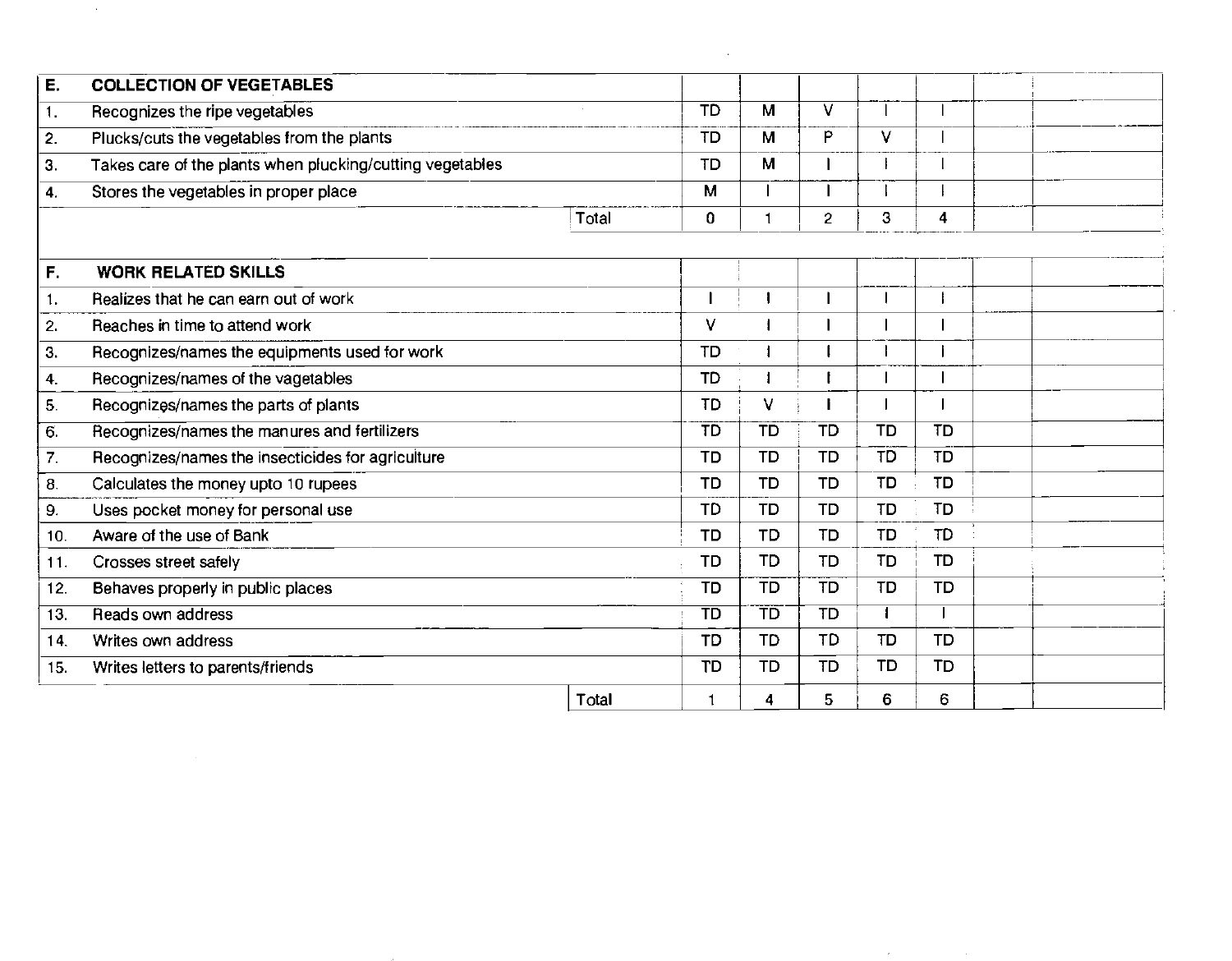| E. | COLLECTION OF VEGETABLES | | | | | | | | |
|---|---|---|---|---|---|---|---|---|---|
| 1. | Recognizes the ripe vegetables | | TD | M | V | I | I | | |
| 2. | Plucks/cuts the vegetables from the plants | | TD | M | P | V | I | | |
| 3. | Takes care of the plants when plucking/cutting vegetables | | TD | M | I | I | I | | |
| 4. | Stores the vegetables in proper place | | M | I | I | I | I | | |
| | | Total | 0 | 1 | 2 | 3 | 4 | | |

| F. | WORK RELATED SKILLS | | | | | | | | |
|---|---|---|---|---|---|---|---|---|---|
| 1. | Realizes that he can earn out of work | | I | I | I | I | I | | |
| 2. | Reaches in time to attend work | | V | I | I | I | I | | |
| 3. | Recognizes/names the equipments used for work | | TD | I | I | I | I | | |
| 4. | Recognizes/names of the vagetables | | TD | I | I | I | I | | |
| 5. | Recognizes/names the parts of plants | | TD | V | I | I | I | | |
| 6. | Recognizes/names the manures and fertilizers | | TD | TD | TD | TD | TD | | |
| 7. | Recognizes/names the insecticides for agriculture | | TD | TD | TD | TD | TD | | |
| 8. | Calculates the money upto 10 rupees | | TD | TD | TD | TD | TD | | |
| 9. | Uses pocket money for personal use | | TD | TD | TD | TD | TD | | |
| 10. | Aware of the use of Bank | | TD | TD | TD | TD | TD | | |
| 11. | Crosses street safely | | TD | TD | TD | TD | TD | | |
| 12. | Behaves properly in public places | | TD | TD | TD | TD | TD | | |
| 13. | Reads own address | | TD | TD | TD | I | I | | |
| 14. | Writes own address | | TD | TD | TD | TD | TD | | |
| 15. | Writes letters to parents/friends | | TD | TD | TD | TD | TD | | |
| | | Total | 1 | 4 | 5 | 6 | 6 | | |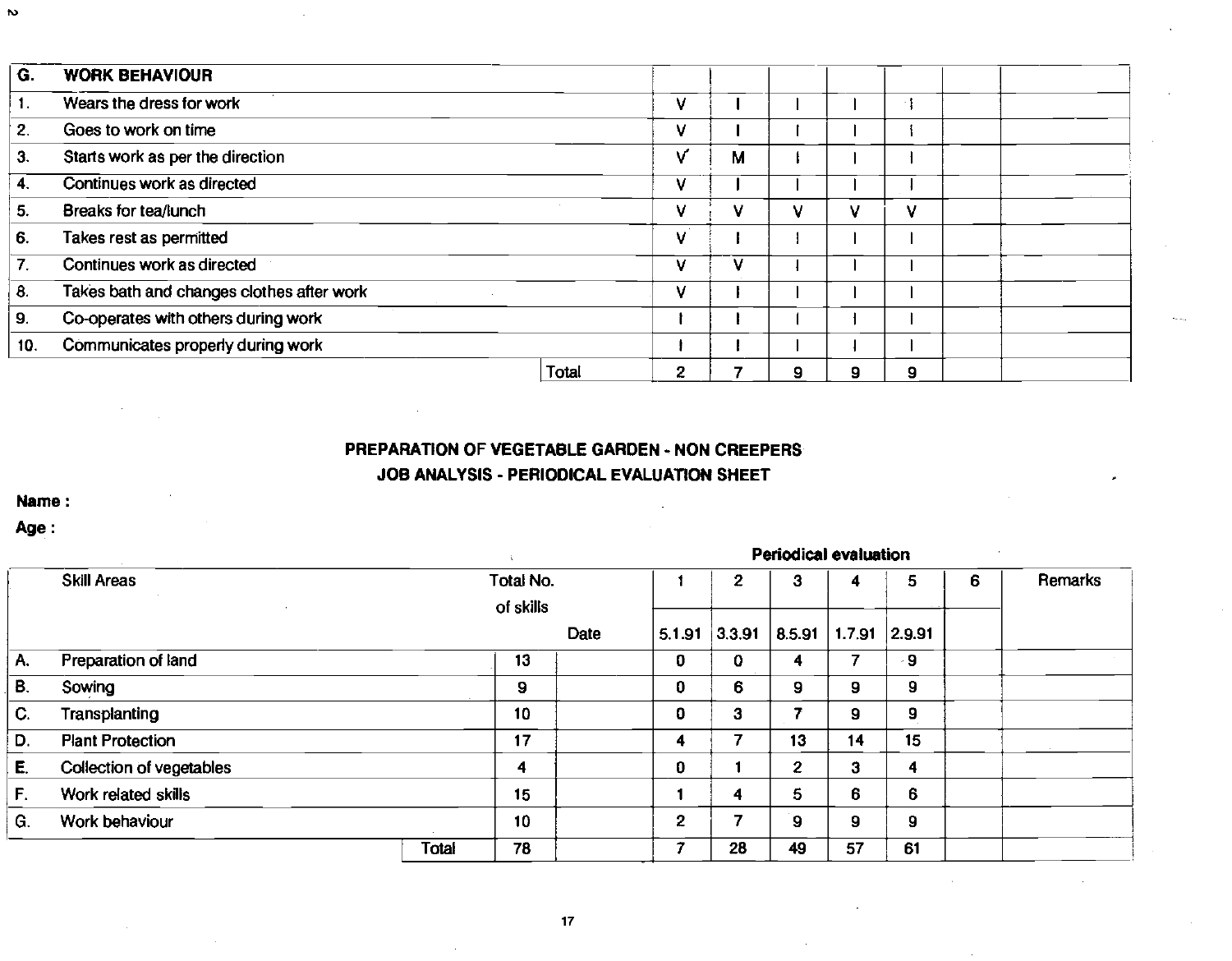| G. | WORK BEHAVIOUR | | | | | | | | |
|---|---|---|---|---|---|---|---|---|---|
| 1. | Wears the dress for work | | V | I | I | I | I | | |
| 2. | Goes to work on time | | V | I | I | I | I | | |
| 3. | Starts work as per the direction | | V | M | I | I | I | | |
| 4. | Continues work as directed | | V | I | I | I | I | | |
| 5. | Breaks for tea/lunch | | V | V | V | V | V | | |
| 6. | Takes rest as permitted | | V | I | I | I | I | | |
| 7. | Continues work as directed | | V | V | I | I | I | | |
| 8. | Takes bath and changes clothes after work | | V | I | I | I | I | | |
| 9. | Co-operates with others during work | | I | I | I | I | I | | |
| 10. | Communicates properly during work | | I | I | I | I | I | | |
| | | Total | 2 | 7 | 9 | 9 | 9 | | |

**PREPARATION OF VEGETABLE GARDEN - NON CREEPERS**
**JOB ANALYSIS - PERIODICAL EVALUATION SHEET**

**Name :**

**Age :**

| | Skill Areas | Total No. of skills | | Periodical evaluation 1 | 2 | 3 | 4 | 5 | 6 | Remarks |
|---|---|---|---|---|---|---|---|---|---|---|
| | | | Date | 5.1.91 | 3.3.91 | 8.5.91 | 1.7.91 | 2.9.91 | | |
| A. | Preparation of land | 13 | | 0 | 0 | 4 | 7 | 9 | | |
| B. | Sowing | 9 | | 0 | 6 | 9 | 9 | 9 | | |
| C. | Transplanting | 10 | | 0 | 3 | 7 | 9 | 9 | | |
| D. | Plant Protection | 17 | | 4 | 7 | 13 | 14 | 15 | | |
| E. | Collection of vegetables | 4 | | 0 | 1 | 2 | 3 | 4 | | |
| F. | Work related skills | 15 | | 1 | 4 | 5 | 6 | 6 | | |
| G. | Work behaviour | 10 | | 2 | 7 | 9 | 9 | 9 | | |
| | Total | 78 | | 7 | 28 | 49 | 57 | 61 | | |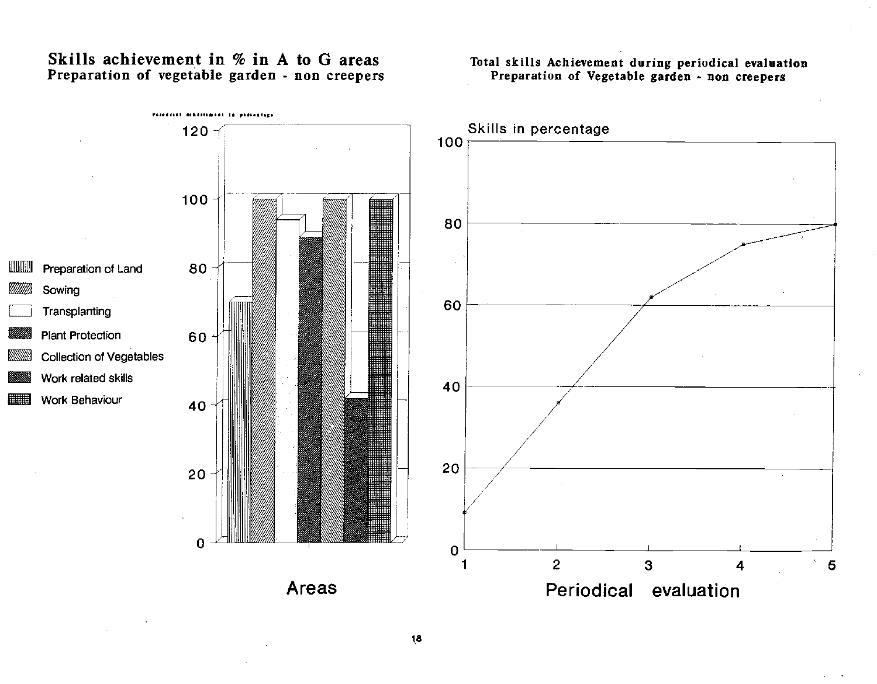## Skills achievement in % in A to G areas
### Preparation of vegetable garden - non creepers

Periodical achievement in percentage

- Preparation of Land
- Sowing
- Transplanting
- Plant Protection
- Collection of Vegetables
- Work related skills
- Work Behaviour

Areas

## Total skills Achievement during periodical evaluation
### Preparation of Vegetable garden - non creepers

Skills in percentage

Periodical evaluation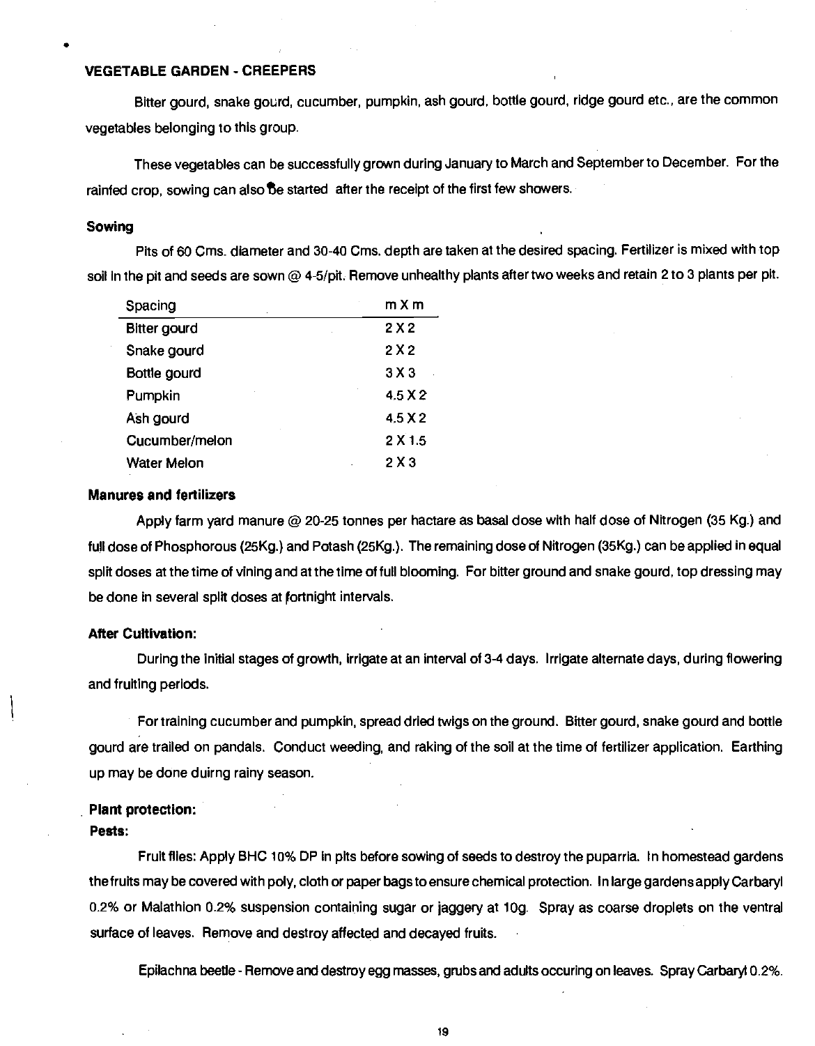## VEGETABLE GARDEN - CREEPERS

Bitter gourd, snake gourd, cucumber, pumpkin, ash gourd, bottle gourd, ridge gourd etc., are the common vegetables belonging to this group.

These vegetables can be successfully grown during January to March and September to December. For the rainfed crop, sowing can also be started after the receipt of the first few showers.

### Sowing

Pits of 60 Cms. diameter and 30-40 Cms. depth are taken at the desired spacing. Fertilizer is mixed with top soil in the pit and seeds are sown @ 4-5/pit. Remove unhealthy plants after two weeks and retain 2 to 3 plants per pit.

| Spacing | m X m |
|---|---|
| Bitter gourd | 2 X 2 |
| Snake gourd | 2 X 2 |
| Bottle gourd | 3 X 3 |
| Pumpkin | 4.5 X 2 |
| Ash gourd | 4.5 X 2 |
| Cucumber/melon | 2 X 1.5 |
| Water Melon | 2 X 3 |

### Manures and fertilizers

Apply farm yard manure @ 20-25 tonnes per hactare as basal dose with half dose of Nitrogen (35 Kg.) and full dose of Phosphorous (25Kg.) and Potash (25Kg.). The remaining dose of Nitrogen (35Kg.) can be applied in equal split doses at the time of vining and at the time of full blooming. For bitter ground and snake gourd, top dressing may be done in several split doses at fortnight intervals.

### After Cultivation:

During the initial stages of growth, irrigate at an interval of 3-4 days. Irrigate alternate days, during flowering and fruiting periods.

For training cucumber and pumpkin, spread dried twigs on the ground. Bitter gourd, snake gourd and bottle gourd are trailed on pandals. Conduct weeding, and raking of the soil at the time of fertilizer application. Earthing up may be done duirng rainy season.

### Plant protection:

#### Pests:

Fruit flies: Apply BHC 10% DP in pits before sowing of seeds to destroy the puparria. In homestead gardens the fruits may be covered with poly, cloth or paper bags to ensure chemical protection. In large gardens apply Carbaryl 0.2% or Malathion 0.2% suspension containing sugar or jaggery at 10g. Spray as coarse droplets on the ventral surface of leaves. Remove and destroy affected and decayed fruits.

Epilachna beetle - Remove and destroy egg masses, grubs and adults occuring on leaves. Spray Carbaryl 0.2%.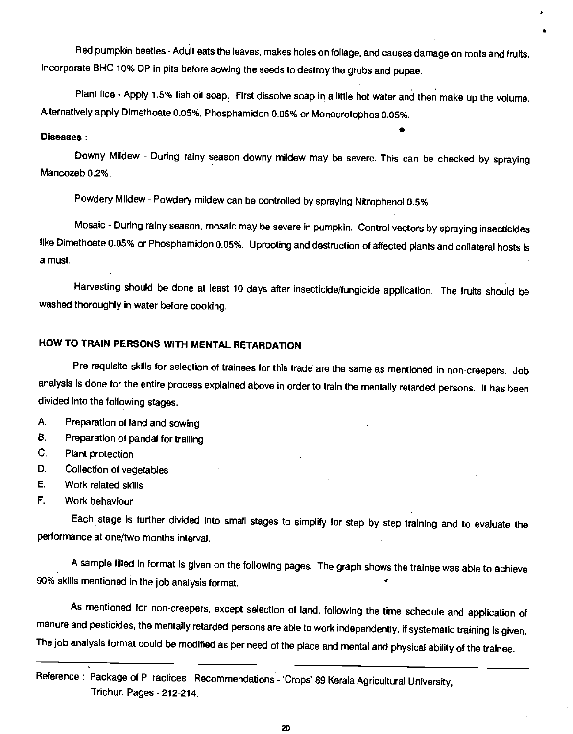Red pumpkin beetles - Adult eats the leaves, makes holes on foliage, and causes damage on roots and fruits. Incorporate BHC 10% DP in pits before sowing the seeds to destroy the grubs and pupae.

Plant lice - Apply 1.5% fish oil soap. First dissolve soap in a little hot water and then make up the volume. Alternatively apply Dimethoate 0.05%, Phosphamidon 0.05% or Monocrotophos 0.05%.

**Diseases :**

Downy Mildew - During rainy season downy mildew may be severe. This can be checked by spraying Mancozeb 0.2%.

Powdery Mildew - Powdery mildew can be controlled by spraying Nitrophenol 0.5%.

Mosaic - During rainy season, mosaic may be severe in pumpkin. Control vectors by spraying insecticides like Dimethoate 0.05% or Phosphamidon 0.05%. Uprooting and destruction of affected plants and collateral hosts is a must.

Harvesting should be done at least 10 days after insecticide/fungicide application. The fruits should be washed thoroughly in water before cooking.

## HOW TO TRAIN PERSONS WITH MENTAL RETARDATION

Pre requisite skills for selection of trainees for this trade are the same as mentioned in non-creepers. Job analysis is done for the entire process explained above in order to train the mentally retarded persons. It has been divided into the following stages.

A. Preparation of land and sowing
B. Preparation of pandal for trailing
C. Plant protection
D. Collection of vegetables
E. Work related skills
F. Work behaviour

Each stage is further divided into small stages to simplify for step by step training and to evaluate the performance at one/two months interval.

A sample filled in format is given on the following pages. The graph shows the trainee was able to achieve 90% skills mentioned in the job analysis format.

As mentioned for non-creepers, except selection of land, following the time schedule and application of manure and pesticides, the mentally retarded persons are able to work independently, if systematic training is given. The job analysis format could be modified as per need of the place and mental and physical ability of the trainee.

---

Reference : Package of P ractices - Recommendations - 'Crops' 89 Kerala Agricultural University, Trichur. Pages - 212-214.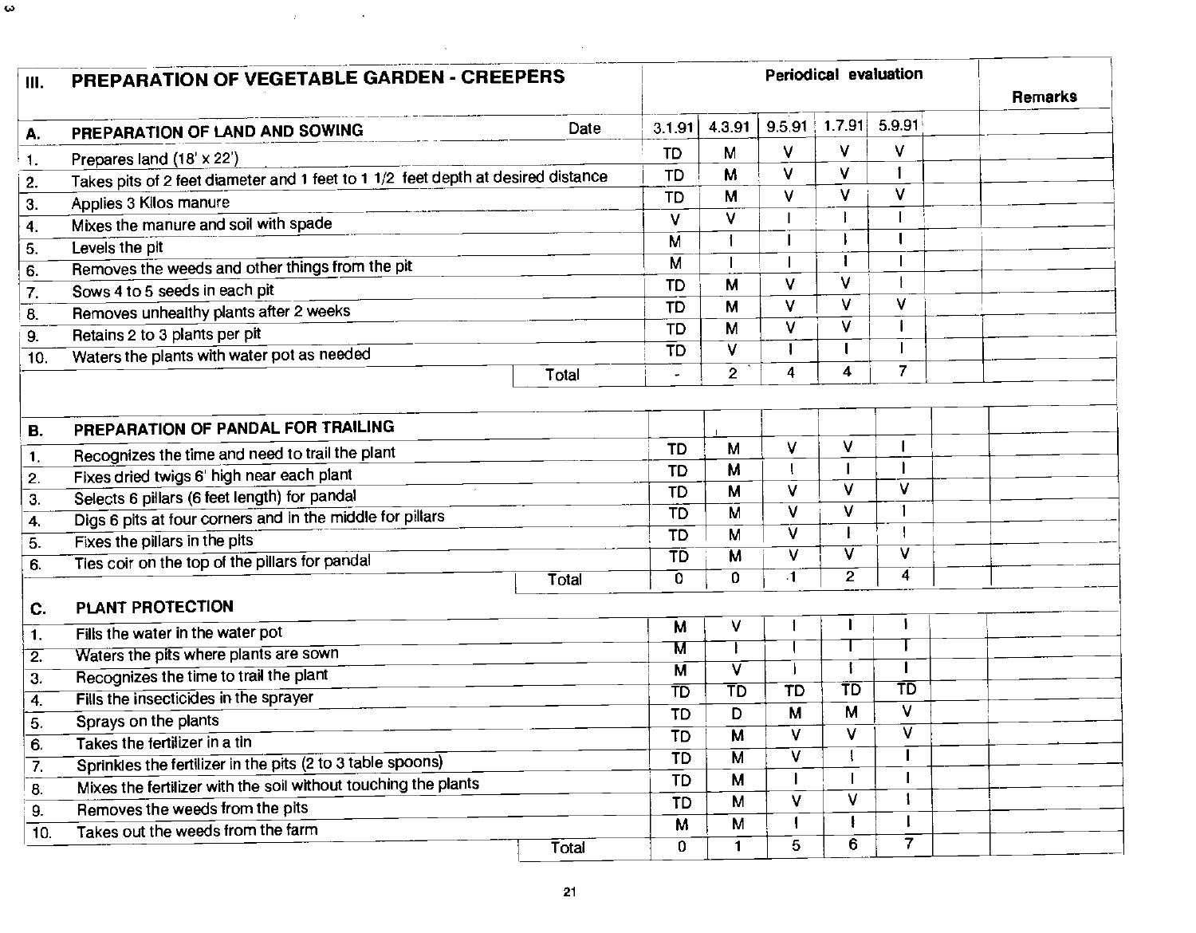| III. | PREPARATION OF VEGETABLE GARDEN - CREEPERS | Periodical evaluation | | | | | | Remarks |
|---|---|---|---|---|---|---|---|---|
| **A.** | **PREPARATION OF LAND AND SOWING** Date | 3.1.91 | 4.3.91 | 9.5.91 | 1.7.91 | 5.9.91 | | |
| 1. | Prepares land (18' x 22') | TD | M | V | V | V | | |
| 2. | Takes pits of 2 feet diameter and 1 feet to 1 1/2 feet depth at desired distance | TD | M | V | V | I | | |
| 3. | Applies 3 Kilos manure | TD | M | V | V | V | | |
| 4. | Mixes the manure and soil with spade | V | V | I | I | I | | |
| 5. | Levels the pit | M | I | I | I | I | | |
| 6. | Removes the weeds and other things from the pit | M | I | I | I | I | | |
| 7. | Sows 4 to 5 seeds in each pit | TD | M | V | V | I | | |
| 8. | Removes unhealthy plants after 2 weeks | TD | M | V | V | V | | |
| 9. | Retains 2 to 3 plants per pit | TD | M | V | V | I | | |
| 10. | Waters the plants with water pot as needed | TD | V | I | I | I | | |
| | Total | - | 2 | 4 | 4 | 7 | | |
| **B.** | **PREPARATION OF PANDAL FOR TRAILING** | | | | | | | |
| 1. | Recognizes the time and need to trail the plant | TD | M | V | V | I | | |
| 2. | Fixes dried twigs 6' high near each plant | TD | M | I | I | I | | |
| 3. | Selects 6 pillars (6 feet length) for pandal | TD | M | V | V | V | | |
| 4. | Digs 6 pits at four corners and in the middle for pillars | TD | M | V | V | I | | |
| 5. | Fixes the pillars in the pits | TD | M | V | I | I | | |
| 6. | Ties coir on the top of the pillars for pandal | TD | M | V | V | V | | |
| | Total | 0 | 0 | 1 | 2 | 4 | | |
| **C.** | **PLANT PROTECTION** | | | | | | | |
| 1. | Fills the water in the water pot | M | V | I | I | I | | |
| 2. | Waters the pits where plants are sown | M | I | I | I | I | | |
| 3. | Recognizes the time to trail the plant | M | V | I | I | I | | |
| 4. | Fills the insecticides in the sprayer | TD | TD | TD | TD | TD | | |
| 5. | Sprays on the plants | TD | D | M | M | V | | |
| 6. | Takes the fertilizer in a tin | TD | M | V | V | V | | |
| 7. | Sprinkles the fertilizer in the pits (2 to 3 table spoons) | TD | M | V | I | I | | |
| 8. | Mixes the fertilizer with the soil without touching the plants | TD | M | I | I | I | | |
| 9. | Removes the weeds from the pits | TD | M | V | V | I | | |
| 10. | Takes out the weeds from the farm | M | M | I | I | I | | |
| | Total | 0 | 1 | 5 | 6 | 7 | | |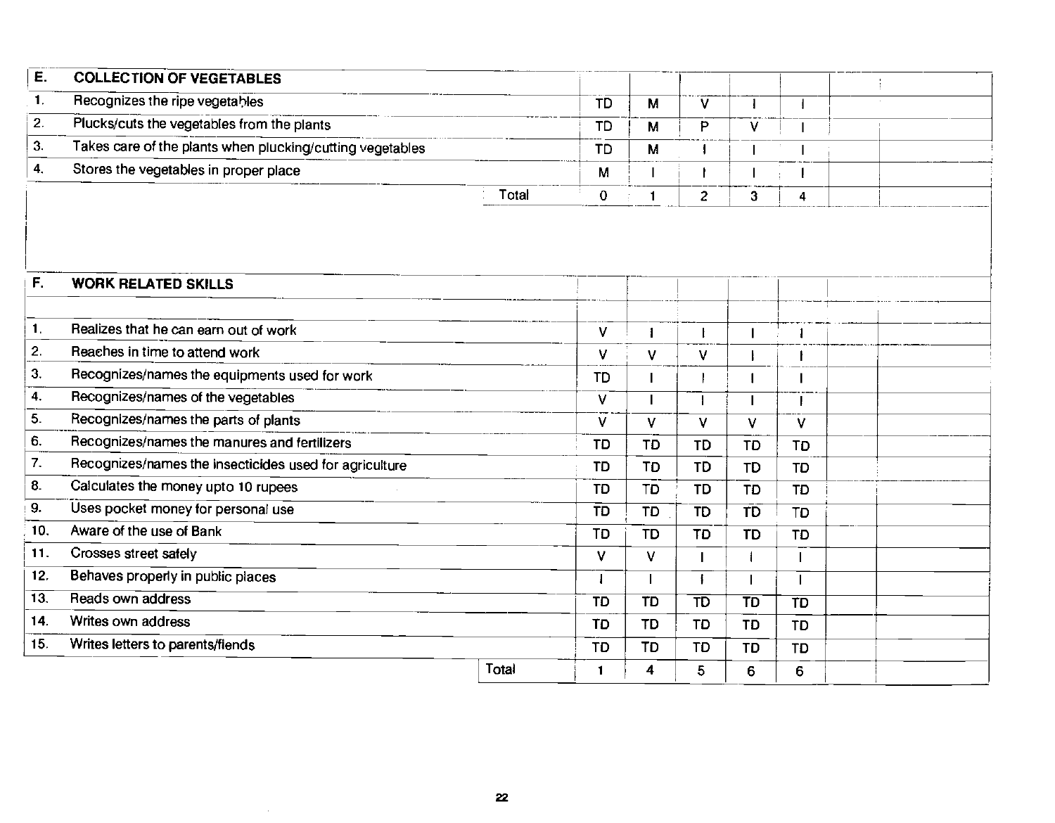| E. | COLLECTION OF VEGETABLES | | | | | | | |
|---|---|---|---|---|---|---|---|---|
| 1. | Recognizes the ripe vegetables | TD | M | V | I | I | | |
| 2. | Plucks/cuts the vegetables from the plants | TD | M | P | V | I | | |
| 3. | Takes care of the plants when plucking/cutting vegetables | TD | M | I | I | I | | |
| 4. | Stores the vegetables in proper place | M | I | I | I | I | | |
| | Total | 0 | 1 | 2 | 3 | 4 | | |

| F. | WORK RELATED SKILLS | | | | | | | |
|---|---|---|---|---|---|---|---|---|
| 1. | Realizes that he can earn out of work | V | I | I | I | I | | |
| 2. | Reaches in time to attend work | V | V | V | I | I | | |
| 3. | Recognizes/names the equipments used for work | TD | I | I | I | I | | |
| 4. | Recognizes/names of the vegetables | V | I | I | I | I | | |
| 5. | Recognizes/names the parts of plants | V | V | V | V | V | | |
| 6. | Recognizes/names the manures and fertilizers | TD | TD | TD | TD | TD | | |
| 7. | Recognizes/names the insecticides used for agriculture | TD | TD | TD | TD | TD | | |
| 8. | Calculates the money upto 10 rupees | TD | TD | TD | TD | TD | | |
| 9. | Uses pocket money for personal use | TD | TD | TD | TD | TD | | |
| 10. | Aware of the use of Bank | TD | TD | TD | TD | TD | | |
| 11. | Crosses street safely | V | V | I | I | I | | |
| 12. | Behaves properly in public places | I | I | I | I | I | | |
| 13. | Reads own address | TD | TD | TD | TD | TD | | |
| 14. | Writes own address | TD | TD | TD | TD | TD | | |
| 15. | Writes letters to parents/fiends | TD | TD | TD | TD | TD | | |
| | Total | 1 | 4 | 5 | 6 | 6 | | |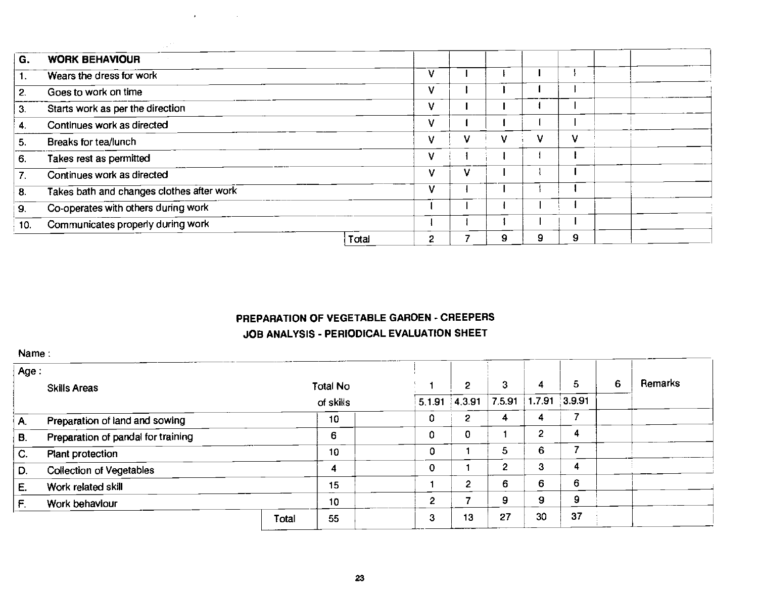| G. | WORK BEHAVIOUR | | | | | | | |
|---|---|---|---|---|---|---|---|---|
| 1. | Wears the dress for work | V | I | I | I | I | | |
| 2. | Goes to work on time | V | I | I | I | I | | |
| 3. | Starts work as per the direction | V | I | I | I | I | | |
| 4. | Continues work as directed | V | I | I | I | I | | |
| 5. | Breaks for tea/lunch | V | V | V | V | V | | |
| 6. | Takes rest as permitted | V | I | I | I | I | | |
| 7. | Continues work as directed | V | V | I | I | I | | |
| 8. | Takes bath and changes clothes after work | V | I | I | I | I | | |
| 9. | Co-operates with others during work | I | I | I | I | I | | |
| 10. | Communicates properly during work | I | I | I | I | I | | |
| | Total | 2 | 7 | 9 | 9 | 9 | | |

## PREPARATION OF VEGETABLE GARDEN - CREEPERS

## JOB ANALYSIS - PERIODICAL EVALUATION SHEET

Name :

Age :

| | Skills Areas | Total No of skills | 1 | 2 | 3 | 4 | 5 | 6 | Remarks |
|---|---|---|---|---|---|---|---|---|---|
| | | | 5.1.91 | 4.3.91 | 7.5.91 | 1.7.91 | 3.9.91 | | |
| A. | Preparation of land and sowing | 10 | 0 | 2 | 4 | 4 | 7 | | |
| B. | Preparation of pandal for training | 6 | 0 | 0 | 1 | 2 | 4 | | |
| C. | Plant protection | 10 | 0 | 1 | 5 | 6 | 7 | | |
| D. | Collection of Vegetables | 4 | 0 | 1 | 2 | 3 | 4 | | |
| E. | Work related skill | 15 | 1 | 2 | 6 | 6 | 6 | | |
| F. | Work behaviour | 10 | 2 | 7 | 9 | 9 | 9 | | |
| | Total | 55 | 3 | 13 | 27 | 30 | 37 | | |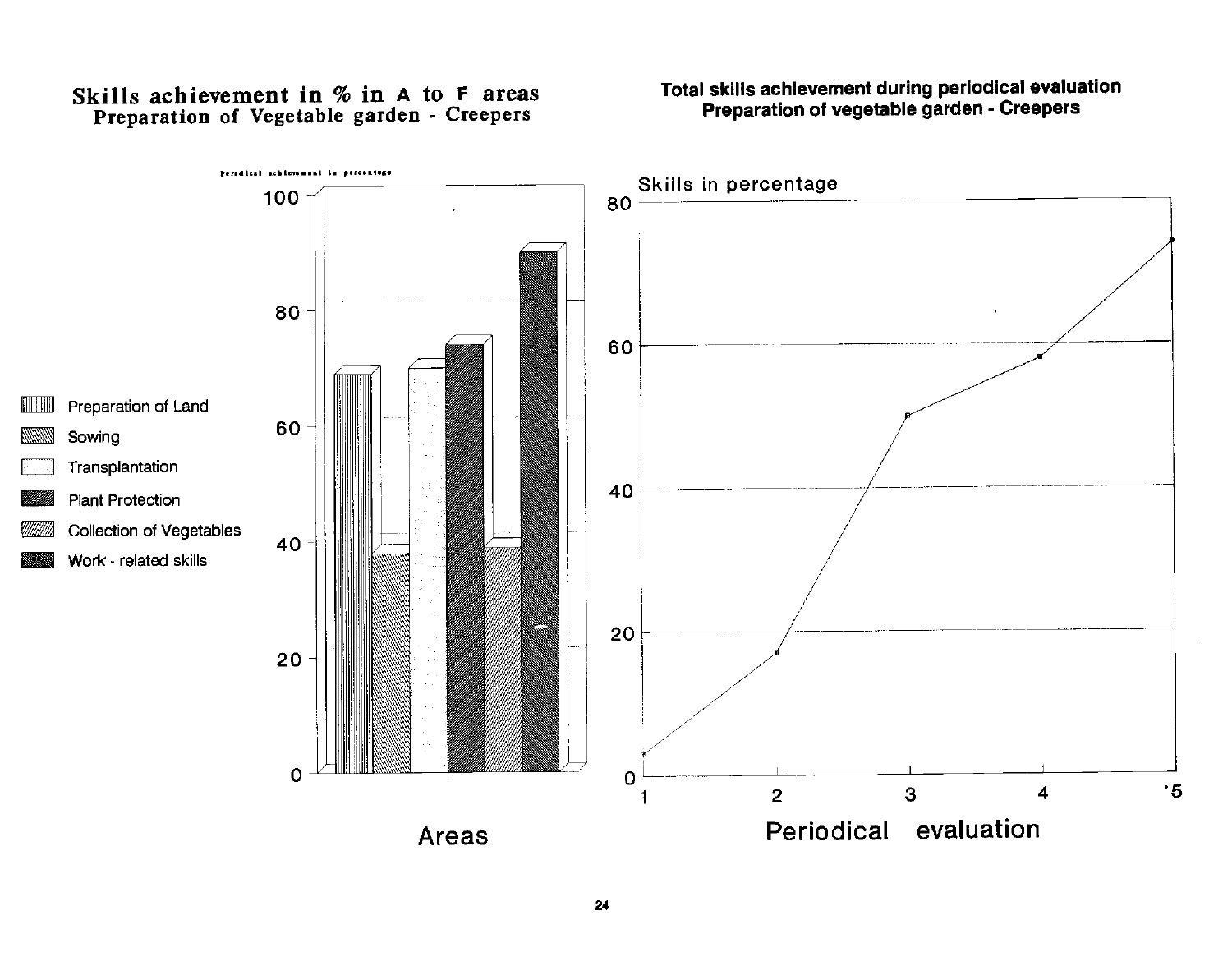## Skills achievement in % in A to F areas
### Preparation of Vegetable garden - Creepers

Periodical achievement in percentage

- Preparation of Land
- Sowing
- Transplantation
- Plant Protection
- Collection of Vegetables
- Work - related skills

Areas

## Total skills achievement during periodical evaluation
### Preparation of vegetable garden - Creepers

Skills in percentage

Periodical evaluation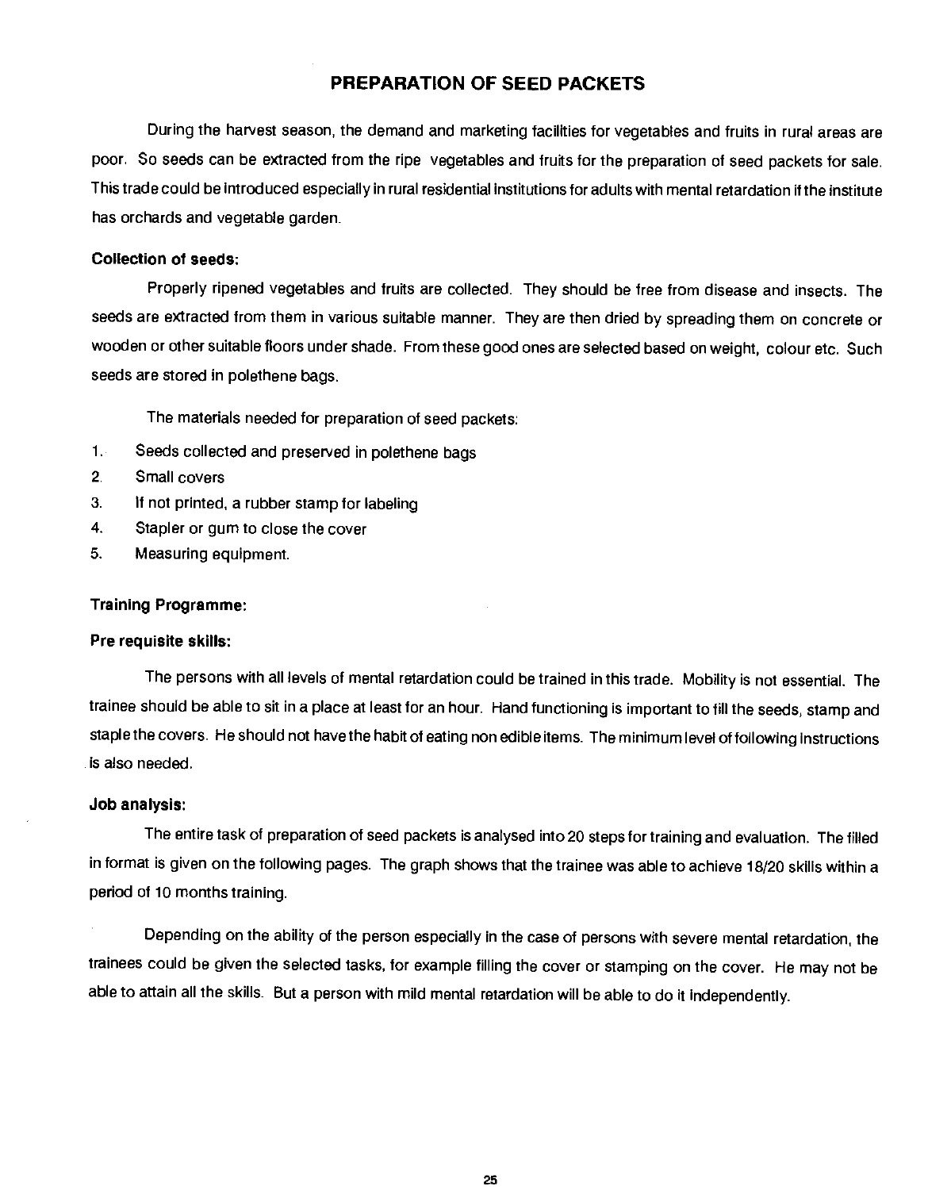# PREPARATION OF SEED PACKETS

During the harvest season, the demand and marketing facilities for vegetables and fruits in rural areas are poor. So seeds can be extracted from the ripe vegetables and fruits for the preparation of seed packets for sale. This trade could be introduced especially in rural residential institutions for adults with mental retardation if the institute has orchards and vegetable garden.

### Collection of seeds:

Properly ripened vegetables and fruits are collected. They should be free from disease and insects. The seeds are extracted from them in various suitable manner. They are then dried by spreading them on concrete or wooden or other suitable floors under shade. From these good ones are selected based on weight, colour etc. Such seeds are stored in polethene bags.

The materials needed for preparation of seed packets:

1. Seeds collected and preserved in polethene bags
2. Small covers
3. If not printed, a rubber stamp for labeling
4. Stapler or gum to close the cover
5. Measuring equipment.

### Training Programme:

### Pre requisite skills:

The persons with all levels of mental retardation could be trained in this trade. Mobility is not essential. The trainee should be able to sit in a place at least for an hour. Hand functioning is important to fill the seeds, stamp and staple the covers. He should not have the habit of eating non edible items. The minimum level of following instructions is also needed.

### Job analysis:

The entire task of preparation of seed packets is analysed into 20 steps for training and evaluation. The filled in format is given on the following pages. The graph shows that the trainee was able to achieve 18/20 skills within a period of 10 months training.

Depending on the ability of the person especially in the case of persons with severe mental retardation, the trainees could be given the selected tasks, for example filling the cover or stamping on the cover. He may not be able to attain all the skills. But a person with mild mental retardation will be able to do it independently.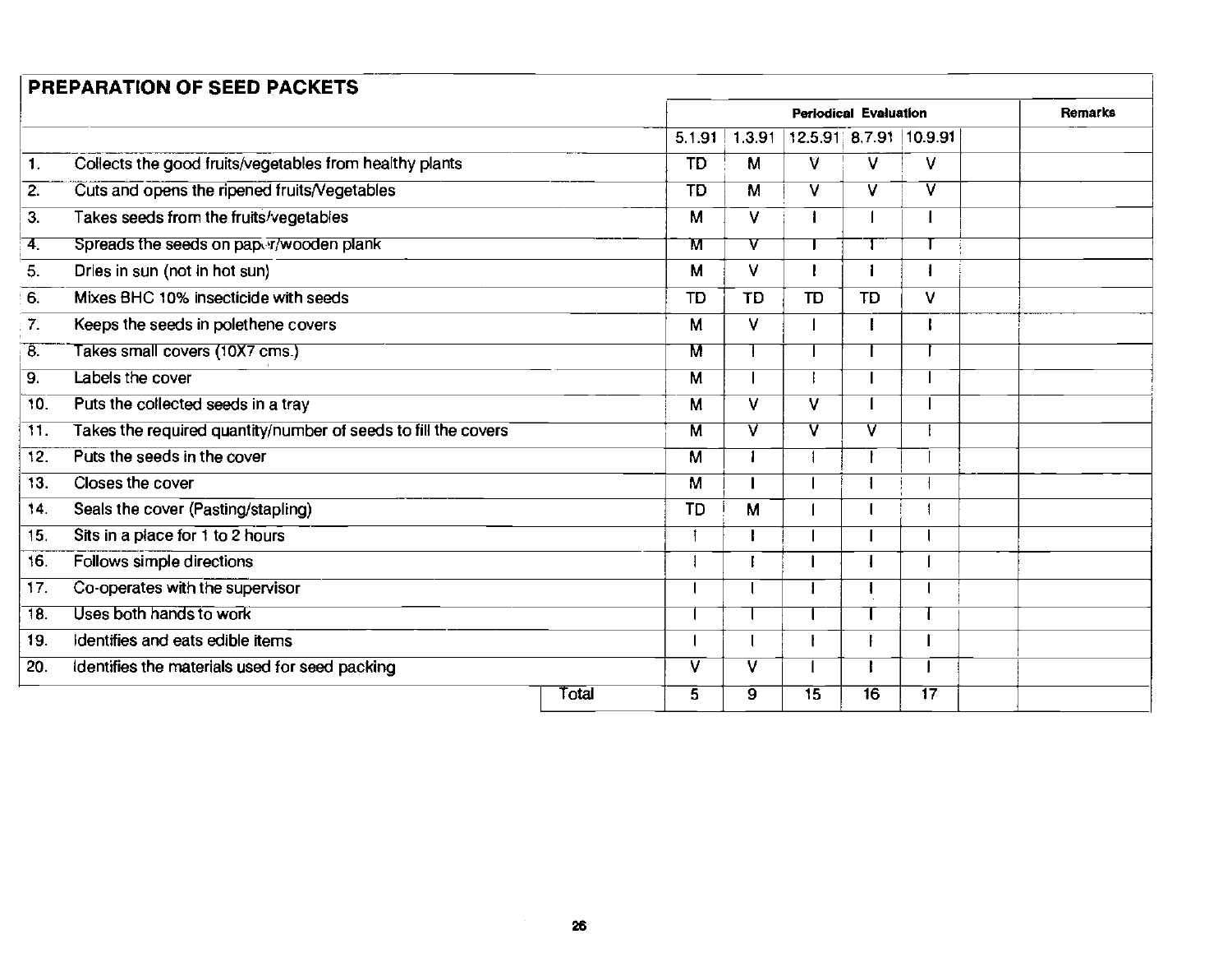## PREPARATION OF SEED PACKETS

| | | Periodical Evaluation | | | | | | Remarks |
|---|---|---|---|---|---|---|---|---|
| | | 5.1.91 | 1.3.91 | 12.5.91 | 8.7.91 | 10.9.91 | | |
| 1. | Collects the good fruits/vegetables from healthy plants | TD | M | V | V | V | | |
| 2. | Cuts and opens the ripened fruits/Vegetables | TD | M | V | V | V | | |
| 3. | Takes seeds from the fruits/vegetables | M | V | I | I | I | | |
| 4. | Spreads the seeds on paper/wooden plank | M | V | I | I | I | | |
| 5. | Dries in sun (not in hot sun) | M | V | I | I | I | | |
| 6. | Mixes BHC 10% insecticide with seeds | TD | TD | TD | TD | V | | |
| 7. | Keeps the seeds in polethene covers | M | V | I | I | I | | |
| 8. | Takes small covers (10X7 cms.) | M | I | I | I | I | | |
| 9. | Labels the cover | M | I | I | I | I | | |
| 10. | Puts the collected seeds in a tray | M | V | V | I | I | | |
| 11. | Takes the required quantity/number of seeds to fill the covers | M | V | V | V | I | | |
| 12. | Puts the seeds in the cover | M | I | I | I | I | | |
| 13. | Closes the cover | M | I | I | I | I | | |
| 14. | Seals the cover (Pasting/stapling) | TD | M | I | I | I | | |
| 15. | Sits in a place for 1 to 2 hours | I | I | I | I | I | | |
| 16. | Follows simple directions | I | I | I | I | I | | |
| 17. | Co-operates with the supervisor | I | I | I | I | I | | |
| 18. | Uses both hands to work | I | I | I | I | I | | |
| 19. | Identifies and eats edible items | I | I | I | I | I | | |
| 20. | Identifies the materials used for seed packing | V | V | I | I | I | | |
| | Total | 5 | 9 | 15 | 16 | 17 | | |